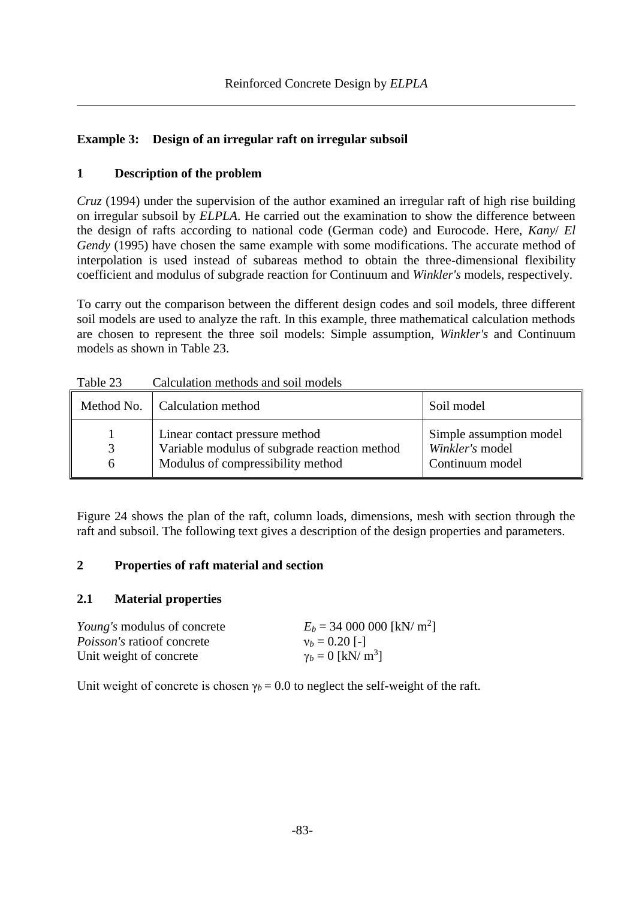## Example 3: Design of an irregular raft on irregular subsoil

### 1 Description of the problem

*Cruz* (1994) under the supervision of the author examined an irregular raft of high rise building on irregular subsoil by *ELPLA*. He carried out the examination to show the difference between the design of rafts according to national code (German code) and Eurocode. Here, *Kany*/ *El Gendy* (1995) have chosen the same example with some modifications. The accurate method of interpolation is used instead of subareas method to obtain the three-dimensional flexibility coefficient and modulus of subgrade reaction for Continuum and *Winkler's* models, respectively.

To carry out the comparison between the different design codes and soil models, three different soil models are used to analyze the raft. In this example, three mathematical calculation methods are chosen to represent the three soil models: Simple assumption, *Winkler's* and Continuum models as shown in Table 23.

Table 23 Calculation methods and soil models

| Method No. | Calculation method | Soil model |
|---|---|---|
| 1 | Linear contact pressure method | Simple assumption model |
| 3 | Variable modulus of subgrade reaction method | *Winkler's* model |
| 6 | Modulus of compressibility method | Continuum model |

Figure 24 shows the plan of the raft, column loads, dimensions, mesh with section through the raft and subsoil. The following text gives a description of the design properties and parameters.

### 2 Properties of raft material and section

#### 2.1 Material properties

| | |
|---|---|
| *Young's* modulus of concrete | $E_b$ = 34 000 000 [kN/ m$^2$] |
| *Poisson's* ratio of concrete | $\nu_b$ = 0.20 [-] |
| Unit weight of concrete | $\gamma_b$ = 0 [kN/ m$^3$] |

Unit weight of concrete is chosen $\gamma_b = 0.0$ to neglect the self-weight of the raft.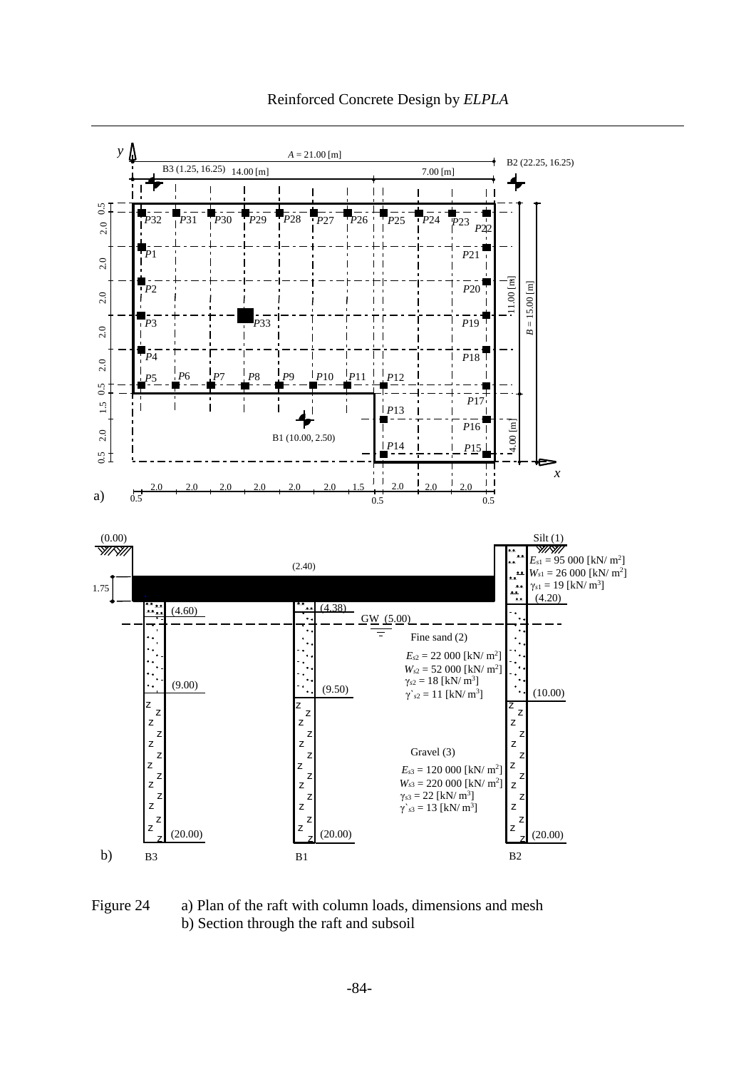Figure 24 a) Plan of the raft with column loads, dimensions and mesh
b) Section through the raft and subsoil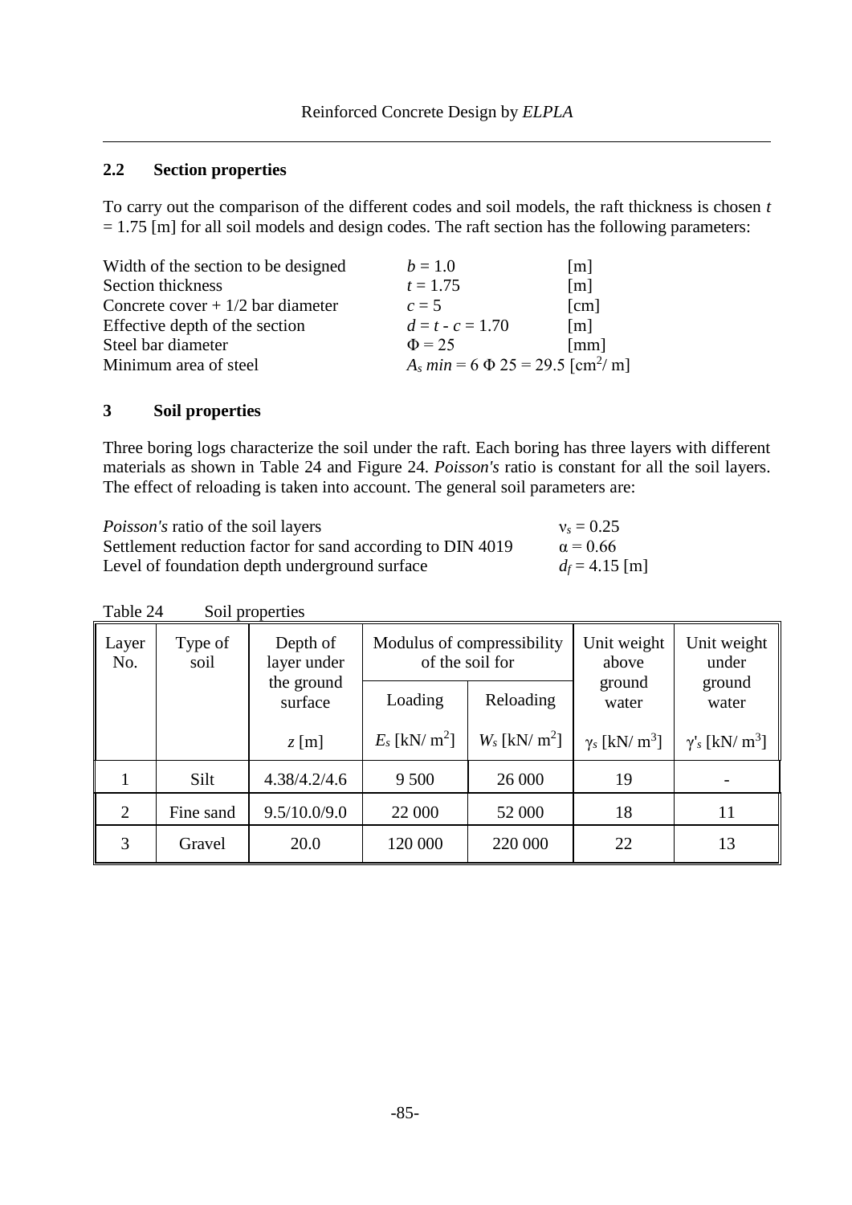## 2.2 Section properties

To carry out the comparison of the different codes and soil models, the raft thickness is chosen $t = 1.75$ [m] for all soil models and design codes. The raft section has the following parameters:

| | | |
|---|---|---|
| Width of the section to be designed | $b = 1.0$ | [m] |
| Section thickness | $t = 1.75$ | [m] |
| Concrete cover + 1/2 bar diameter | $c = 5$ | [cm] |
| Effective depth of the section | $d = t - c = 1.70$ | [m] |
| Steel bar diameter | $\Phi = 25$ | [mm] |
| Minimum area of steel | $A_s\, min = 6\ \Phi\ 25 = 29.5$ [cm²/ m] | |

## 3 Soil properties

Three boring logs characterize the soil under the raft. Each boring has three layers with different materials as shown in Table 24 and Figure 24. *Poisson's* ratio is constant for all the soil layers. The effect of reloading is taken into account. The general soil parameters are:

| | |
|---|---|
| *Poisson's* ratio of the soil layers | $\nu_s = 0.25$ |
| Settlement reduction factor for sand according to DIN 4019 | $\alpha = 0.66$ |
| Level of foundation depth underground surface | $d_f = 4.15$ [m] |

Table 24 Soil properties

| Layer No. | Type of soil | Depth of layer under the ground surface | Modulus of compressibility of the soil for | | Unit weight above ground water | Unit weight under ground water |
|---|---|---|---|---|---|---|
| | | | Loading | Reloading | | |
| | | $z$ [m] | $E_s$ [kN/ m²] | $W_s$ [kN/ m²] | $\gamma_s$ [kN/ m³] | $\gamma'_s$ [kN/ m³] |
| 1 | Silt | 4.38/4.2/4.6 | 9 500 | 26 000 | 19 | - |
| 2 | Fine sand | 9.5/10.0/9.0 | 22 000 | 52 000 | 18 | 11 |
| 3 | Gravel | 20.0 | 120 000 | 220 000 | 22 | 13 |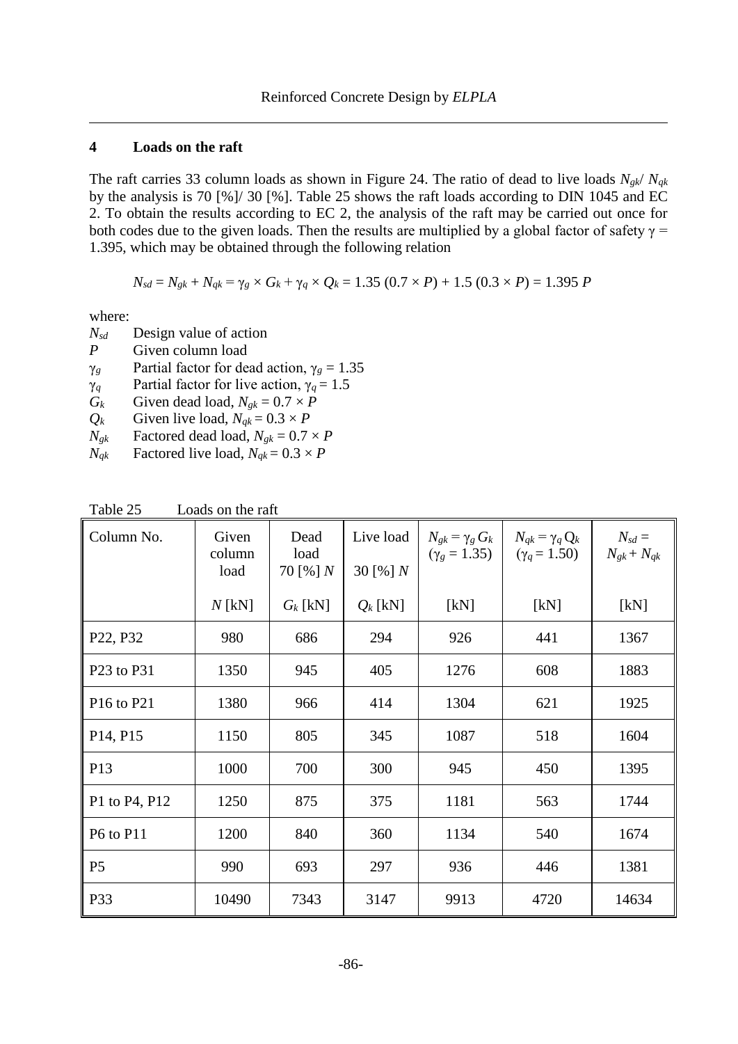## 4 Loads on the raft

The raft carries 33 column loads as shown in Figure 24. The ratio of dead to live loads $N_{gk}/ N_{qk}$ by the analysis is 70 [%]/ 30 [%]. Table 25 shows the raft loads according to DIN 1045 and EC 2. To obtain the results according to EC 2, the analysis of the raft may be carried out once for both codes due to the given loads. Then the results are multiplied by a global factor of safety $\gamma$ = 1.395, which may be obtained through the following relation

$$N_{sd} = N_{gk} + N_{qk} = \gamma_g \times G_k + \gamma_q \times Q_k = 1.35\ (0.7 \times P) + 1.5\ (0.3 \times P) = 1.395\ P$$

where:

- $N_{sd}$ Design value of action
- $P$ Given column load
- $\gamma_g$ Partial factor for dead action, $\gamma_g = 1.35$
- $\gamma_q$ Partial factor for live action, $\gamma_q = 1.5$
- $G_k$ Given dead load, $N_{gk} = 0.7 \times P$
- $Q_k$ Given live load, $N_{qk} = 0.3 \times P$
- $N_{gk}$ Factored dead load, $N_{gk} = 0.7 \times P$
- $N_{qk}$ Factored live load, $N_{qk} = 0.3 \times P$

Table 25 Loads on the raft

| Column No. | Given column load $N$ [kN] | Dead load 70 [%] $N$ $G_k$ [kN] | Live load 30 [%] $N$ $Q_k$ [kN] | $N_{gk} = \gamma_g G_k$ ($\gamma_g = 1.35$) [kN] | $N_{qk} = \gamma_q Q_k$ ($\gamma_q = 1.50$) [kN] | $N_{sd} = N_{gk} + N_{qk}$ [kN] |
|---|---|---|---|---|---|---|
| P22, P32 | 980 | 686 | 294 | 926 | 441 | 1367 |
| P23 to P31 | 1350 | 945 | 405 | 1276 | 608 | 1883 |
| P16 to P21 | 1380 | 966 | 414 | 1304 | 621 | 1925 |
| P14, P15 | 1150 | 805 | 345 | 1087 | 518 | 1604 |
| P13 | 1000 | 700 | 300 | 945 | 450 | 1395 |
| P1 to P4, P12 | 1250 | 875 | 375 | 1181 | 563 | 1744 |
| P6 to P11 | 1200 | 840 | 360 | 1134 | 540 | 1674 |
| P5 | 990 | 693 | 297 | 936 | 446 | 1381 |
| P33 | 10490 | 7343 | 3147 | 9913 | 4720 | 14634 |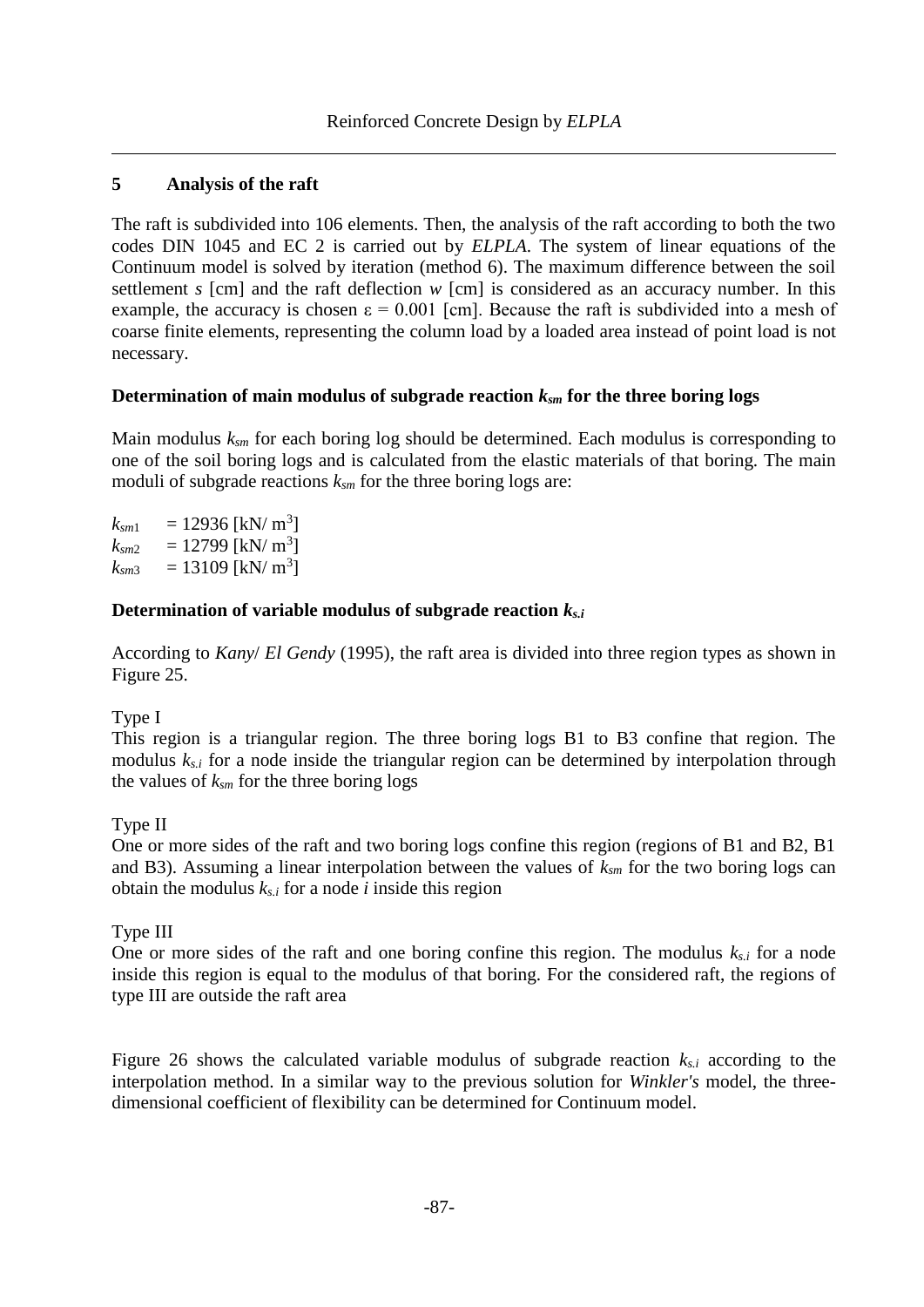## 5 Analysis of the raft

The raft is subdivided into 106 elements. Then, the analysis of the raft according to both the two codes DIN 1045 and EC 2 is carried out by *ELPLA*. The system of linear equations of the Continuum model is solved by iteration (method 6). The maximum difference between the soil settlement *s* [cm] and the raft deflection *w* [cm] is considered as an accuracy number. In this example, the accuracy is chosen $\varepsilon = 0.001$ [cm]. Because the raft is subdivided into a mesh of coarse finite elements, representing the column load by a loaded area instead of point load is not necessary.

### Determination of main modulus of subgrade reaction $k_{sm}$ for the three boring logs

Main modulus $k_{sm}$ for each boring log should be determined. Each modulus is corresponding to one of the soil boring logs and is calculated from the elastic materials of that boring. The main moduli of subgrade reactions $k_{sm}$ for the three boring logs are:

$k_{sm1}$ = 12936 [kN/ m$^3$]
$k_{sm2}$ = 12799 [kN/ m$^3$]
$k_{sm3}$ = 13109 [kN/ m$^3$]

### Determination of variable modulus of subgrade reaction $k_{s.i}$

According to *Kany*/ *El Gendy* (1995), the raft area is divided into three region types as shown in Figure 25.

Type I
This region is a triangular region. The three boring logs B1 to B3 confine that region. The modulus $k_{s.i}$ for a node inside the triangular region can be determined by interpolation through the values of $k_{sm}$ for the three boring logs

Type II
One or more sides of the raft and two boring logs confine this region (regions of B1 and B2, B1 and B3). Assuming a linear interpolation between the values of $k_{sm}$ for the two boring logs can obtain the modulus $k_{s.i}$ for a node *i* inside this region

Type III
One or more sides of the raft and one boring confine this region. The modulus $k_{s.i}$ for a node inside this region is equal to the modulus of that boring. For the considered raft, the regions of type III are outside the raft area

Figure 26 shows the calculated variable modulus of subgrade reaction $k_{s.i}$ according to the interpolation method. In a similar way to the previous solution for *Winkler's* model, the three-dimensional coefficient of flexibility can be determined for Continuum model.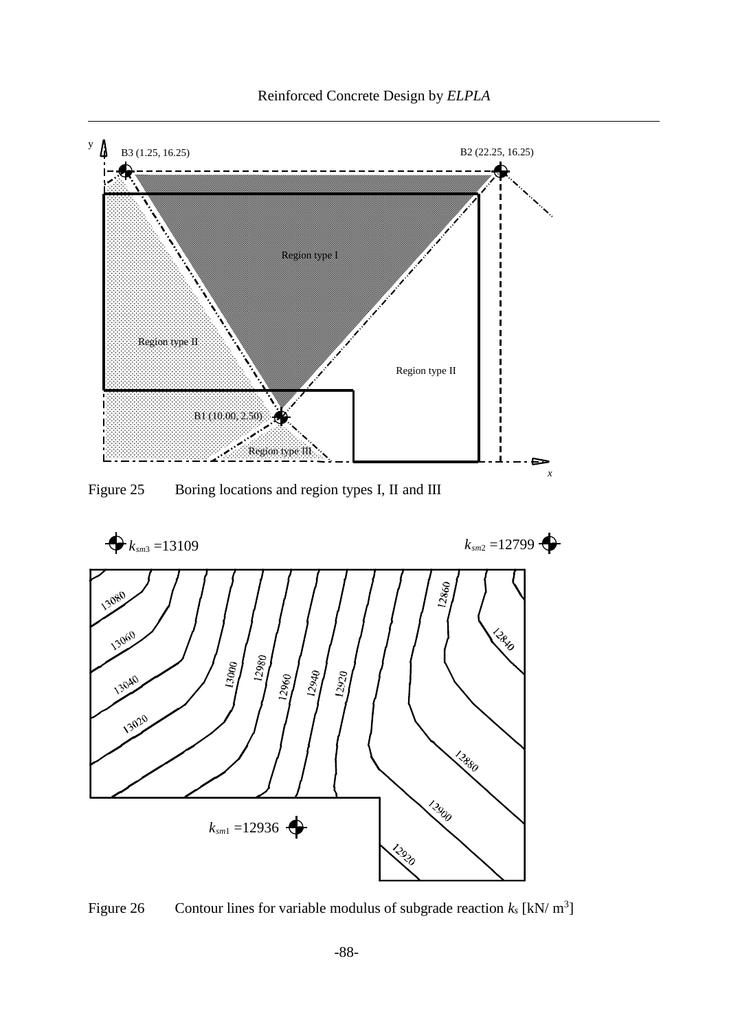Figure 25 Boring locations and region types I, II and III

Figure 26 Contour lines for variable modulus of subgrade reaction $k_s$ [kN/ m$^3$]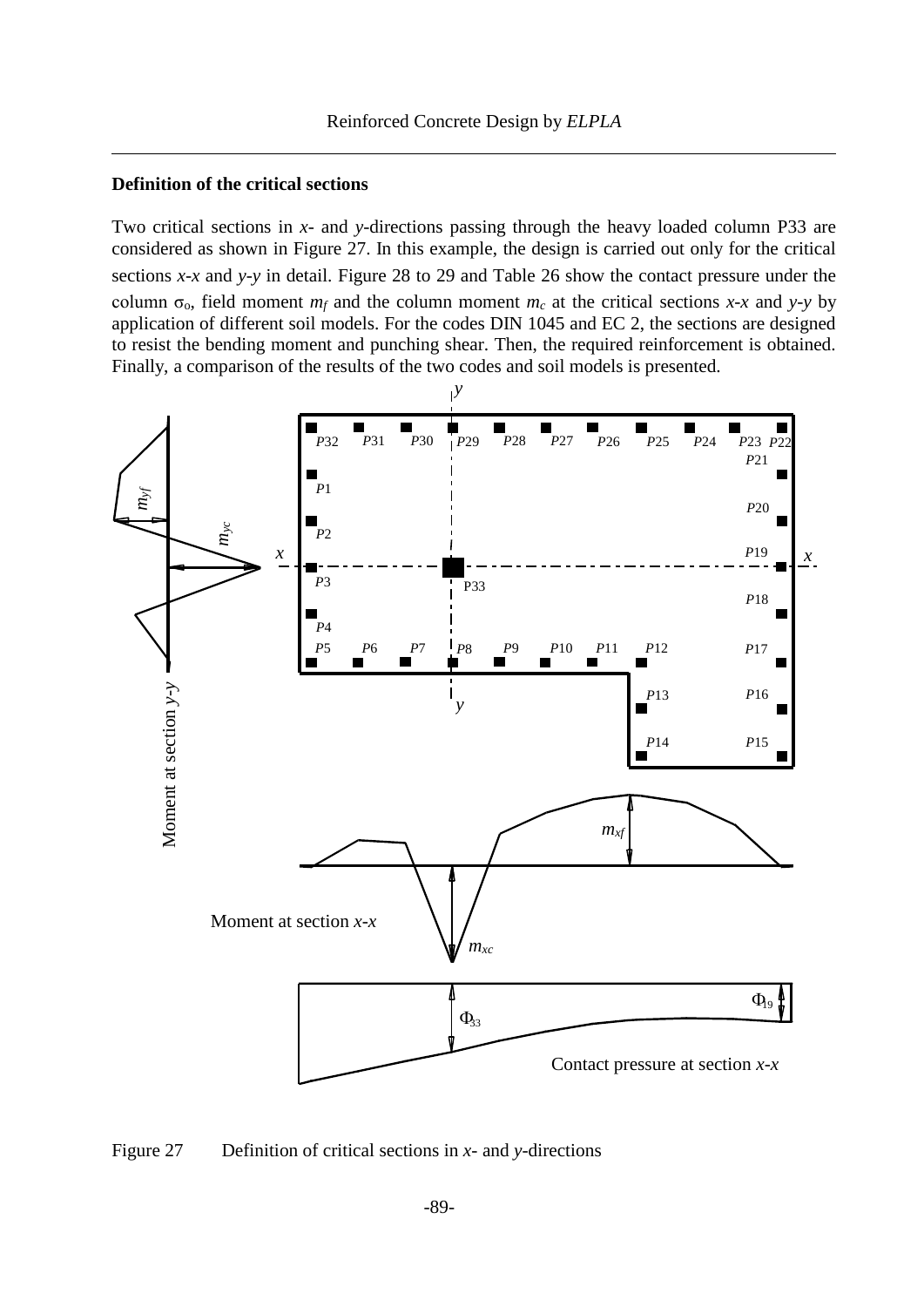**Definition of the critical sections**

Two critical sections in *x*- and *y*-directions passing through the heavy loaded column P33 are considered as shown in Figure 27. In this example, the design is carried out only for the critical sections *x-x* and *y-y* in detail. Figure 28 to 29 and Table 26 show the contact pressure under the column $\sigma_o$, field moment $m_f$ and the column moment $m_c$ at the critical sections *x-x* and *y-y* by application of different soil models. For the codes DIN 1045 and EC 2, the sections are designed to resist the bending moment and punching shear. Then, the required reinforcement is obtained. Finally, a comparison of the results of the two codes and soil models is presented.

Figure 27 Definition of critical sections in *x*- and *y*-directions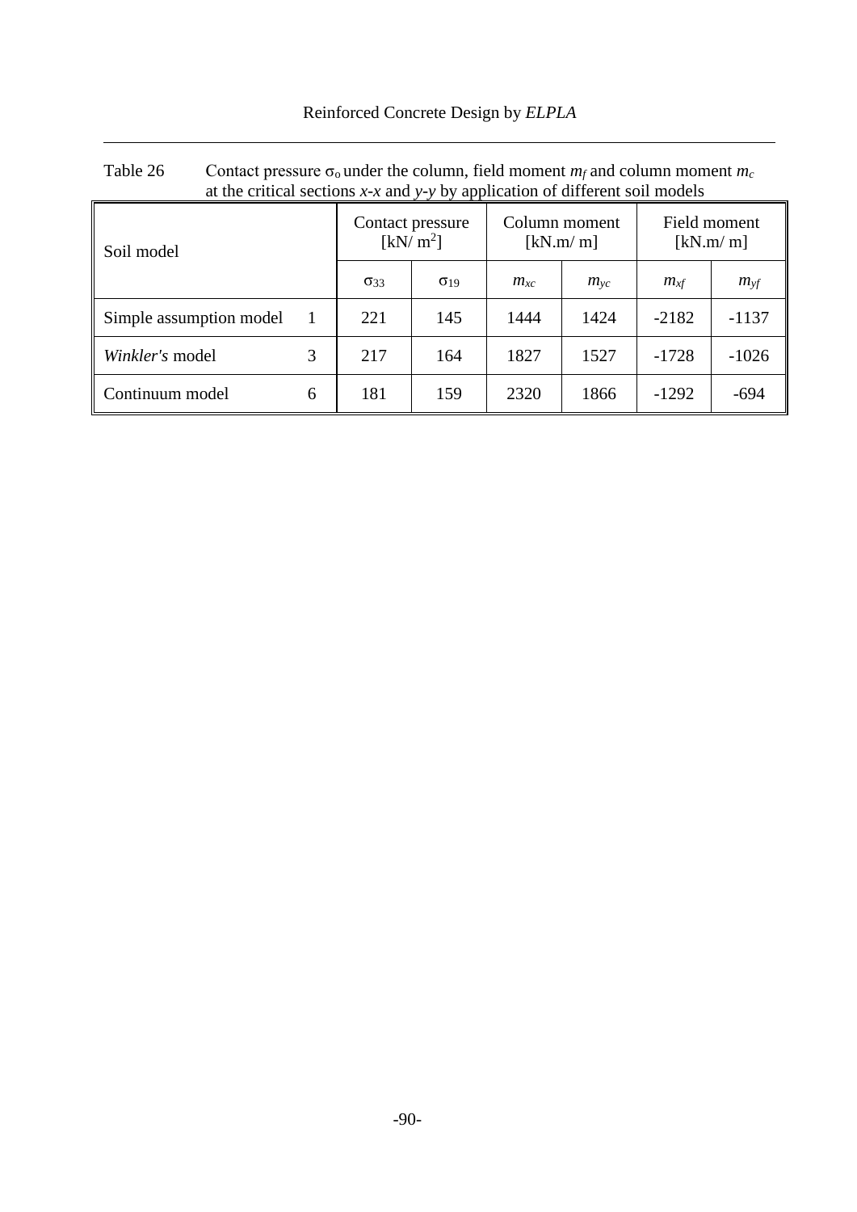Table 26 Contact pressure $\sigma_o$ under the column, field moment $m_f$ and column moment $m_c$ at the critical sections *x-x* and *y-y* by application of different soil models

| Soil model | | Contact pressure [kN/ m$^2$] | | Column moment [kN.m/ m] | | Field moment [kN.m/ m] | |
|---|---|---|---|---|---|---|---|
| | | $\sigma_{33}$ | $\sigma_{19}$ | $m_{xc}$ | $m_{yc}$ | $m_{xf}$ | $m_{yf}$ |
| Simple assumption model | 1 | 221 | 145 | 1444 | 1424 | -2182 | -1137 |
| *Winkler's* model | 3 | 217 | 164 | 1827 | 1527 | -1728 | -1026 |
| Continuum model | 6 | 181 | 159 | 2320 | 1866 | -1292 | -694 |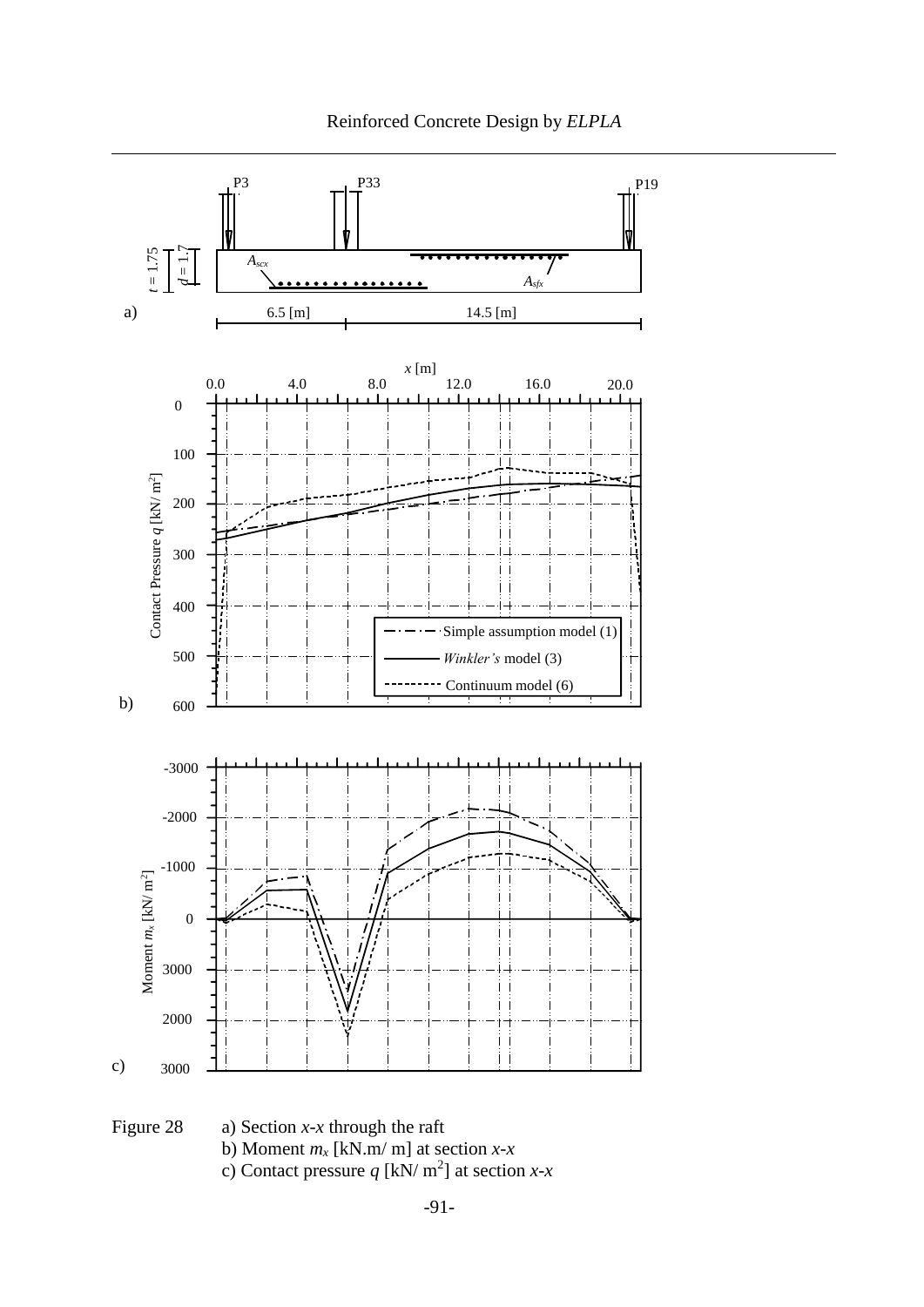P3 P33 P19

$t$ = 1.75 $d$ = 1.7

$A_{scx}$ $A_{sfx}$

a)

6.5 [m] 14.5 [m]

$x$ [m]

0.0 4.0 8.0 12.0 16.0 20.0

Contact Pressure $q$ [kN/ m$^2$]

0 100 200 300 400 500 600

Simple assumption model (1)

*Winkler's* model (3)

Continuum model (6)

b)

Moment $m_x$ [kN/ m$^2$]

-3000 -2000 -1000 0 3000 2000 3000

c)

Figure 28 a) Section $x$-$x$ through the raft
b) Moment $m_x$ [kN.m/ m] at section $x$-$x$
c) Contact pressure $q$ [kN/ m$^2$] at section $x$-$x$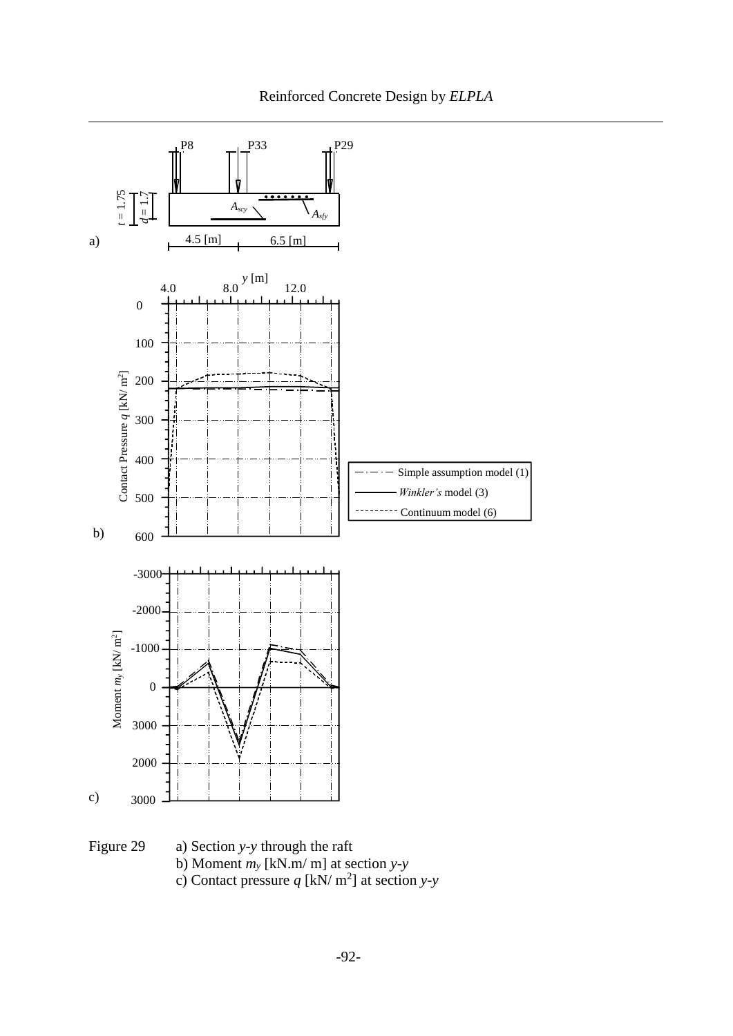Figure 29 a) Section $y$-$y$ through the raft
b) Moment $m_y$ [kN.m/ m] at section $y$-$y$
c) Contact pressure $q$ [kN/ m$^2$] at section $y$-$y$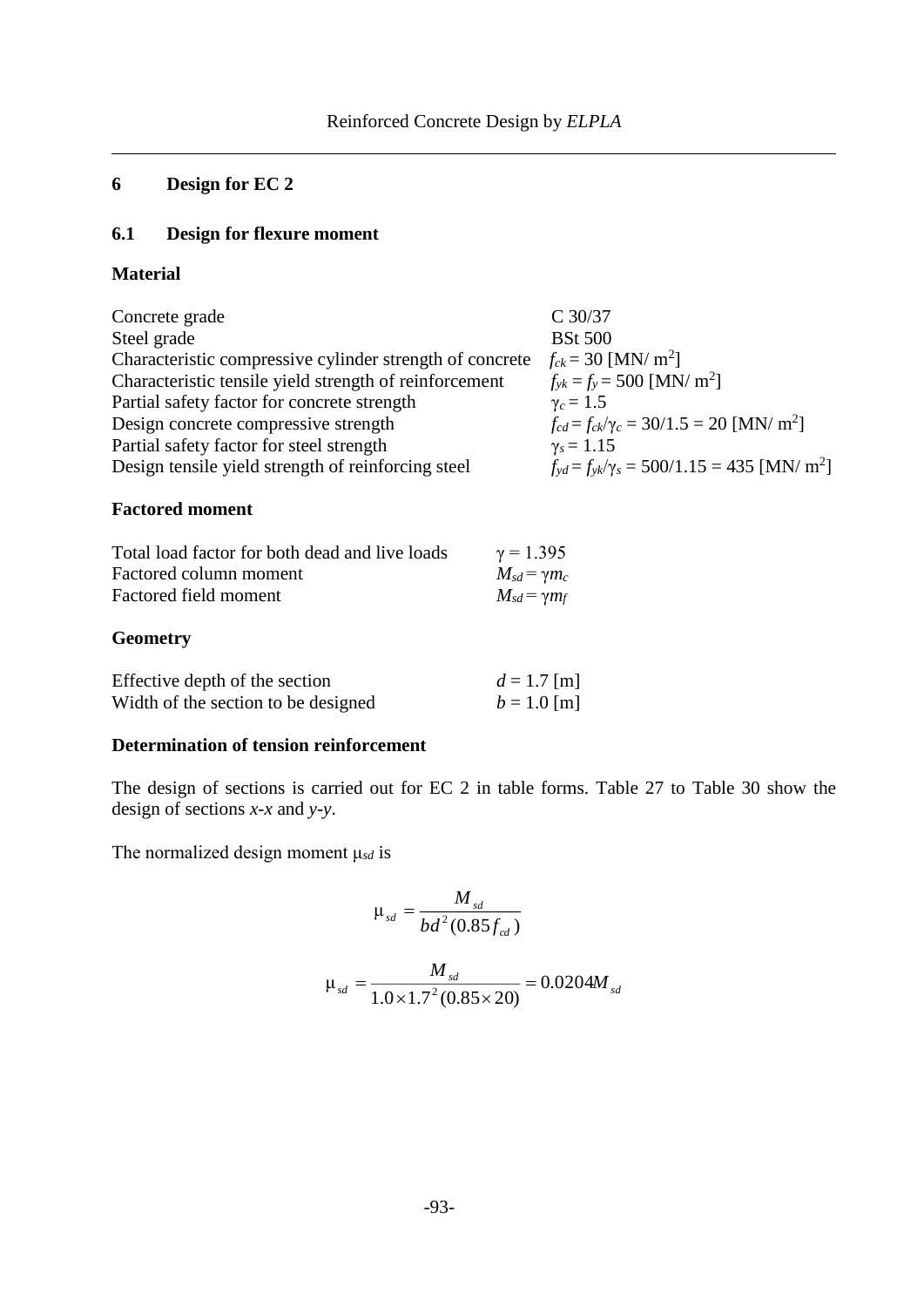# 6 Design for EC 2

## 6.1 Design for flexure moment

**Material**

| | |
|---|---|
| Concrete grade | C 30/37 |
| Steel grade | BSt 500 |
| Characteristic compressive cylinder strength of concrete | $f_{ck} = 30$ [MN/ m$^2$] |
| Characteristic tensile yield strength of reinforcement | $f_{yk} = f_y = 500$ [MN/ m$^2$] |
| Partial safety factor for concrete strength | $\gamma_c = 1.5$ |
| Design concrete compressive strength | $f_{cd} = f_{ck}/\gamma_c = 30/1.5 = 20$ [MN/ m$^2$] |
| Partial safety factor for steel strength | $\gamma_s = 1.15$ |
| Design tensile yield strength of reinforcing steel | $f_{yd} = f_{yk}/\gamma_s = 500/1.15 = 435$ [MN/ m$^2$] |

**Factored moment**

| | |
|---|---|
| Total load factor for both dead and live loads | $\gamma = 1.395$ |
| Factored column moment | $M_{sd} = \gamma m_c$ |
| Factored field moment | $M_{sd} = \gamma m_f$ |

**Geometry**

| | |
|---|---|
| Effective depth of the section | $d = 1.7$ [m] |
| Width of the section to be designed | $b = 1.0$ [m] |

**Determination of tension reinforcement**

The design of sections is carried out for EC 2 in table forms. Table 27 to Table 30 show the design of sections *x-x* and *y-y*.

The normalized design moment $\mu_{sd}$ is

$$\mu_{sd} = \frac{M_{sd}}{bd^2(0.85 f_{cd})}$$

$$\mu_{sd} = \frac{M_{sd}}{1.0 \times 1.7^2(0.85 \times 20)} = 0.0204 M_{sd}$$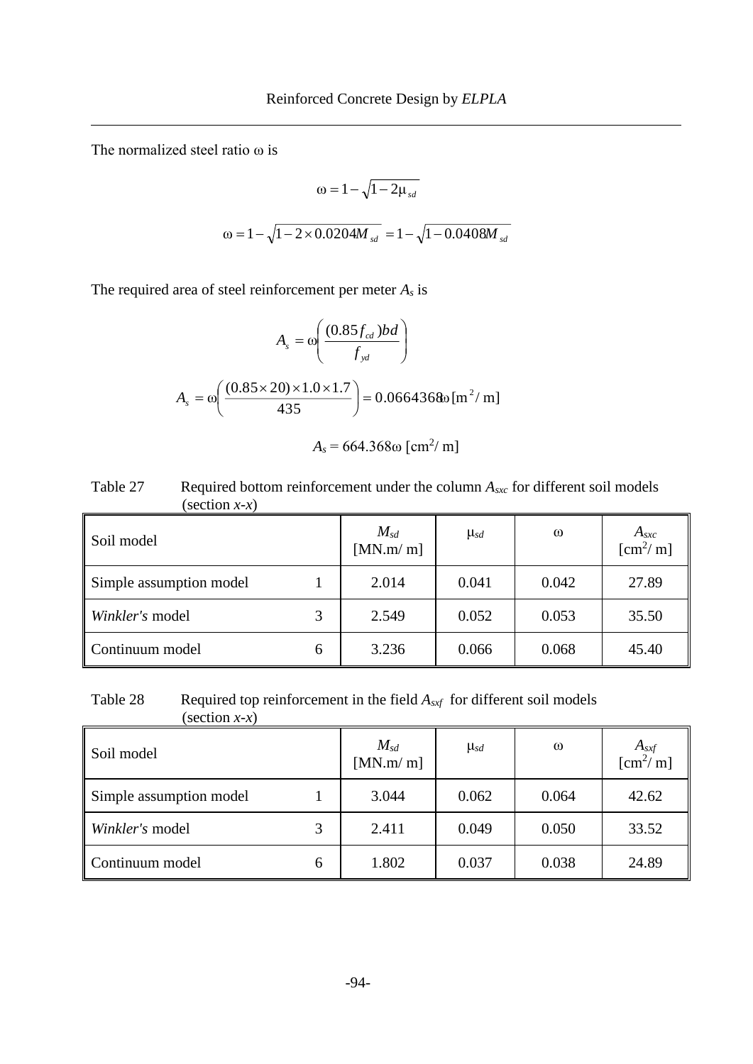The normalized steel ratio $\omega$ is

$$\omega = 1 - \sqrt{1 - 2\mu_{sd}}$$

$$\omega = 1 - \sqrt{1 - 2 \times 0.0204 M_{sd}} = 1 - \sqrt{1 - 0.0408 M_{sd}}$$

The required area of steel reinforcement per meter $A_s$ is

$$A_s = \omega \left( \frac{(0.85 f_{cd}) b d}{f_{yd}} \right)$$

$$A_s = \omega \left( \frac{(0.85 \times 20) \times 1.0 \times 1.7}{435} \right) = 0.0664368\omega \, [\mathrm{m}^2/\,\mathrm{m}]$$

$$A_s = 664.368\omega \; [\mathrm{cm}^2/\,\mathrm{m}]$$

Table 27 Required bottom reinforcement under the column $A_{sxc}$ for different soil models (section *x-x*)

| Soil model | | $M_{sd}$ [MN.m/ m] | $\mu_{sd}$ | $\omega$ | $A_{sxc}$ [cm$^2$/ m] |
|---|---|---|---|---|---|
| Simple assumption model | 1 | 2.014 | 0.041 | 0.042 | 27.89 |
| *Winkler's* model | 3 | 2.549 | 0.052 | 0.053 | 35.50 |
| Continuum model | 6 | 3.236 | 0.066 | 0.068 | 45.40 |

Table 28 Required top reinforcement in the field $A_{sxf}$ for different soil models (section *x-x*)

| Soil model | | $M_{sd}$ [MN.m/ m] | $\mu_{sd}$ | $\omega$ | $A_{sxf}$ [cm$^2$/ m] |
|---|---|---|---|---|---|
| Simple assumption model | 1 | 3.044 | 0.062 | 0.064 | 42.62 |
| *Winkler's* model | 3 | 2.411 | 0.049 | 0.050 | 33.52 |
| Continuum model | 6 | 1.802 | 0.037 | 0.038 | 24.89 |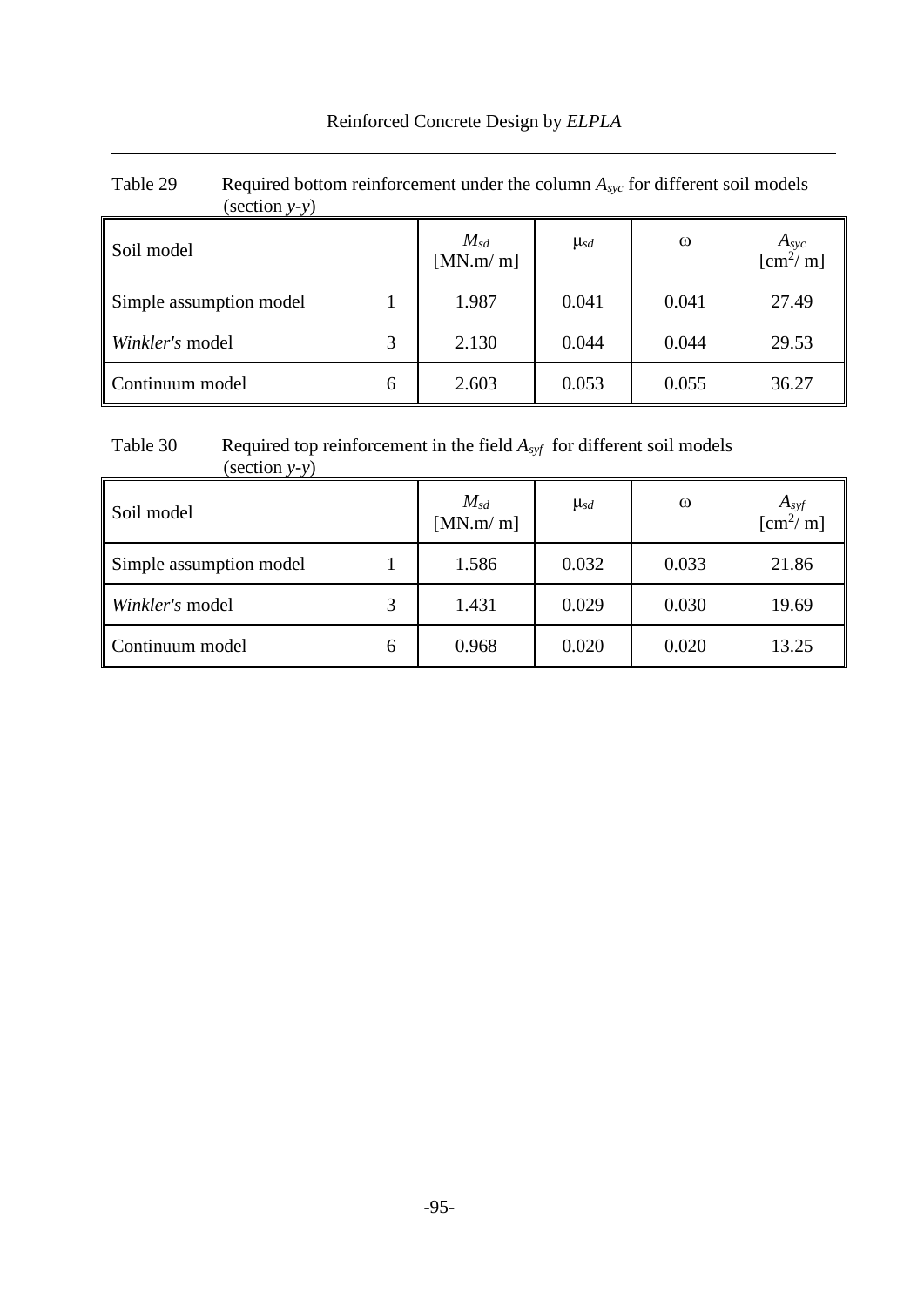Table 29 Required bottom reinforcement under the column $A_{syc}$ for different soil models (section $y$-$y$)

| Soil model | | $M_{sd}$ [MN.m/ m] | $\mu_{sd}$ | $\omega$ | $A_{syc}$ [cm$^2$/ m] |
|---|---|---|---|---|---|
| Simple assumption model | 1 | 1.987 | 0.041 | 0.041 | 27.49 |
| *Winkler's* model | 3 | 2.130 | 0.044 | 0.044 | 29.53 |
| Continuum model | 6 | 2.603 | 0.053 | 0.055 | 36.27 |

Table 30 Required top reinforcement in the field $A_{syf}$ for different soil models (section $y$-$y$)

| Soil model | | $M_{sd}$ [MN.m/ m] | $\mu_{sd}$ | $\omega$ | $A_{syf}$ [cm$^2$/ m] |
|---|---|---|---|---|---|
| Simple assumption model | 1 | 1.586 | 0.032 | 0.033 | 21.86 |
| *Winkler's* model | 3 | 1.431 | 0.029 | 0.030 | 19.69 |
| Continuum model | 6 | 0.968 | 0.020 | 0.020 | 13.25 |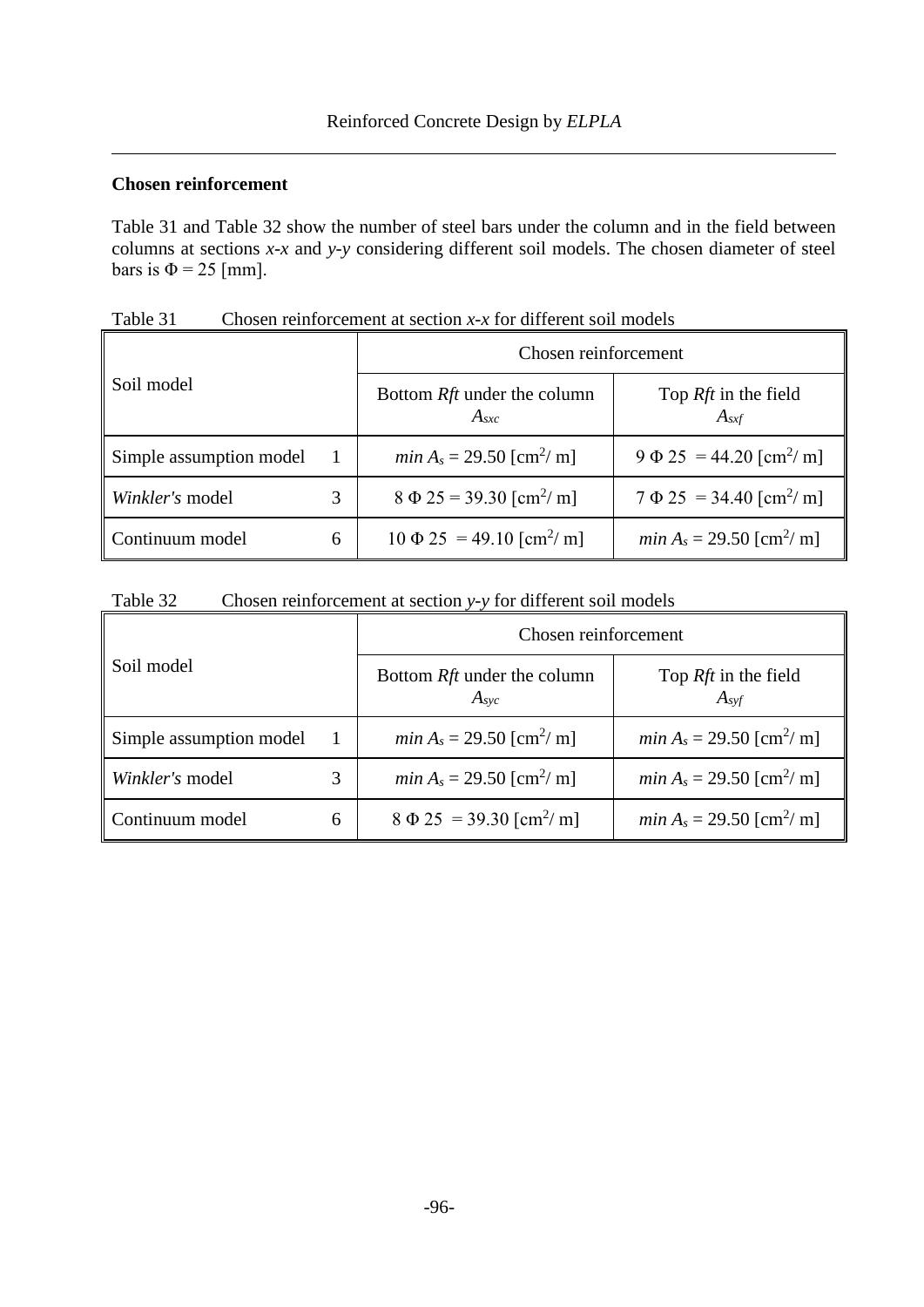**Chosen reinforcement**

Table 31 and Table 32 show the number of steel bars under the column and in the field between columns at sections *x-x* and *y-y* considering different soil models. The chosen diameter of steel bars is $\Phi = 25$ [mm].

Table 31 Chosen reinforcement at section *x-x* for different soil models

| Soil model | | Chosen reinforcement | |
|---|---|---|---|
| | | Bottom *Rft* under the column $A_{sxc}$ | Top *Rft* in the field $A_{sxf}$ |
| Simple assumption model | 1 | $min\ A_s = 29.50$ [cm$^2$/ m] | $9\ \Phi\ 25 = 44.20$ [cm$^2$/ m] |
| *Winkler's* model | 3 | $8\ \Phi\ 25 = 39.30$ [cm$^2$/ m] | $7\ \Phi\ 25 = 34.40$ [cm$^2$/ m] |
| Continuum model | 6 | $10\ \Phi\ 25 = 49.10$ [cm$^2$/ m] | $min\ A_s = 29.50$ [cm$^2$/ m] |

Table 32 Chosen reinforcement at section *y-y* for different soil models

| Soil model | | Chosen reinforcement | |
|---|---|---|---|
| | | Bottom *Rft* under the column $A_{syc}$ | Top *Rft* in the field $A_{syf}$ |
| Simple assumption model | 1 | $min\ A_s = 29.50$ [cm$^2$/ m] | $min\ A_s = 29.50$ [cm$^2$/ m] |
| *Winkler's* model | 3 | $min\ A_s = 29.50$ [cm$^2$/ m] | $min\ A_s = 29.50$ [cm$^2$/ m] |
| Continuum model | 6 | $8\ \Phi\ 25 = 39.30$ [cm$^2$/ m] | $min\ A_s = 29.50$ [cm$^2$/ m] |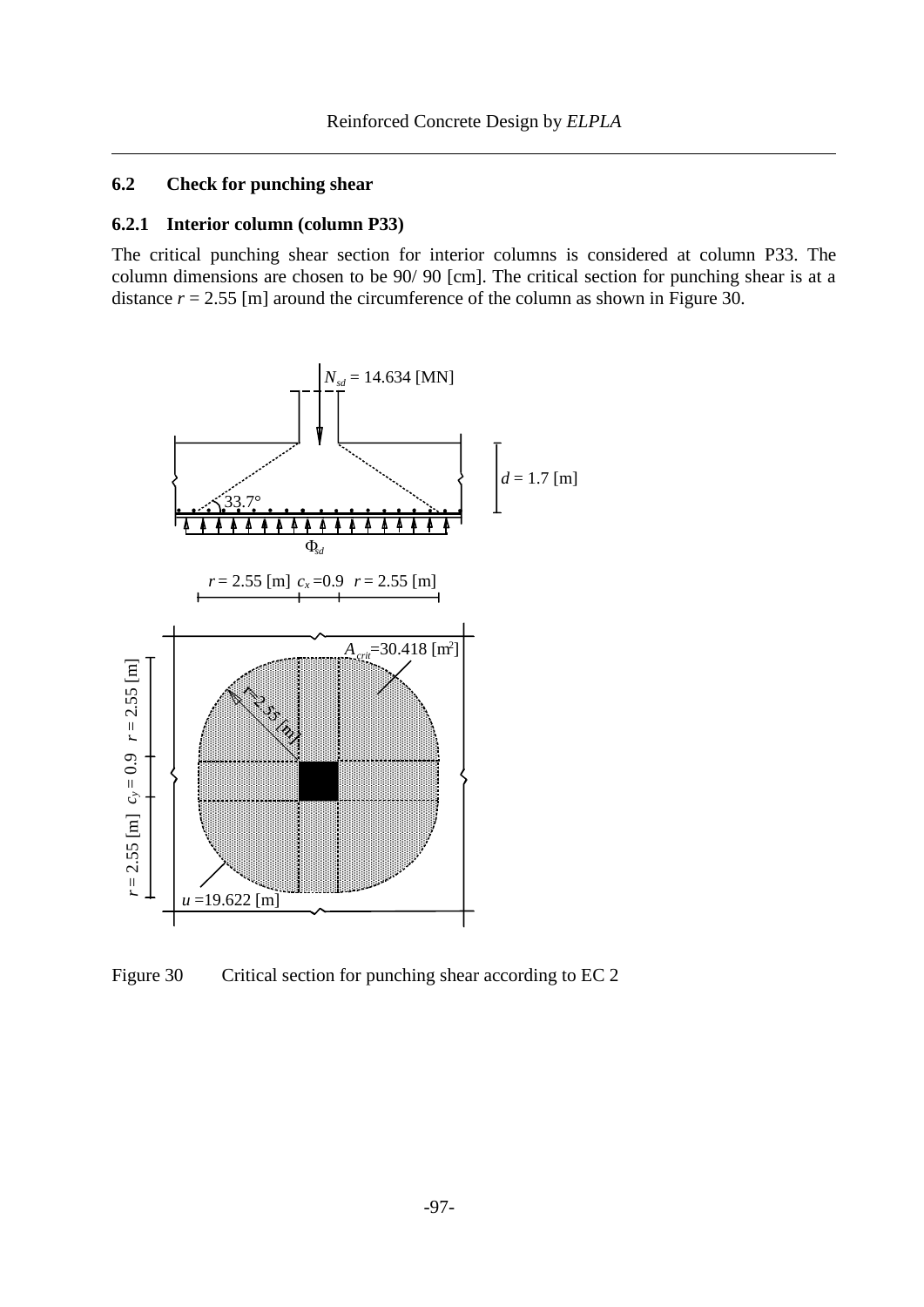### 6.2 Check for punching shear

#### 6.2.1 Interior column (column P33)

The critical punching shear section for interior columns is considered at column P33. The column dimensions are chosen to be 90/ 90 [cm]. The critical section for punching shear is at a distance $r$ = 2.55 [m] around the circumference of the column as shown in Figure 30.

$N_{sd}$ = 14.634 [MN]

$d$ = 1.7 [m]

33.7°

$\Phi_{sd}$

$r$ = 2.55 [m] $c_x$ =0.9 $r$ = 2.55 [m]

$A_{crit}$=30.418 [m²]

$r$ = 2.55 [m] $c_y$ = 0.9 $r$ = 2.55 [m]

$r$=2.55 [m]

$u$ =19.622 [m]

Figure 30 Critical section for punching shear according to EC 2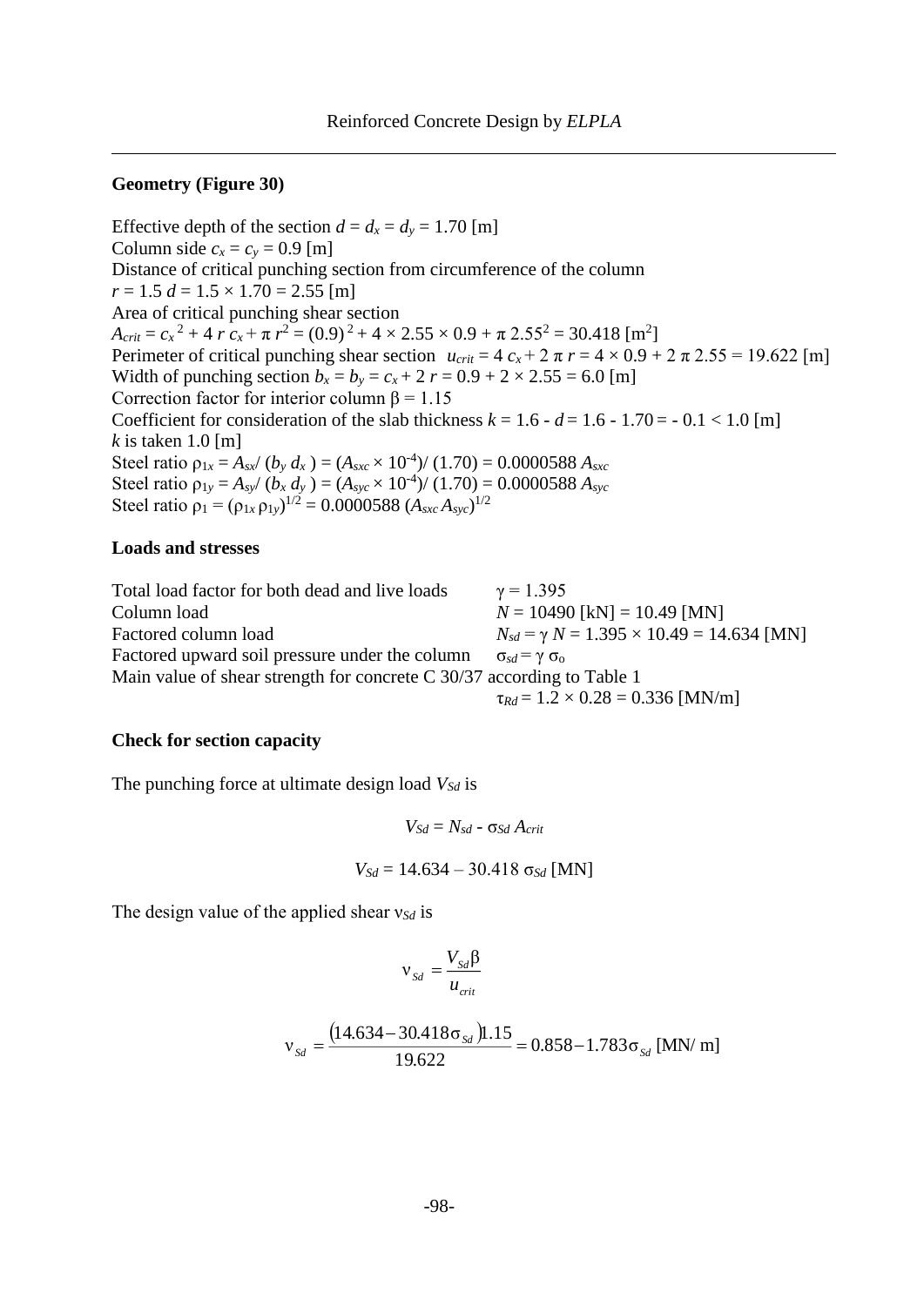**Geometry (Figure 30)**

Effective depth of the section $d = d_x = d_y = 1.70$ [m]
Column side $c_x = c_y = 0.9$ [m]
Distance of critical punching section from circumference of the column
$r = 1.5\, d = 1.5 \times 1.70 = 2.55$ [m]
Area of critical punching shear section
$A_{crit} = c_x^{\,2} + 4\, r\, c_x + \pi\, r^2 = (0.9)^2 + 4 \times 2.55 \times 0.9 + \pi\, 2.55^2 = 30.418$ [m$^2$]
Perimeter of critical punching shear section $u_{crit} = 4\, c_x + 2\, \pi\, r = 4 \times 0.9 + 2\, \pi\, 2.55 = 19.622$ [m]
Width of punching section $b_x = b_y = c_x + 2\, r = 0.9 + 2 \times 2.55 = 6.0$ [m]
Correction factor for interior column $\beta = 1.15$
Coefficient for consideration of the slab thickness $k = 1.6 - d = 1.6 - 1.70 = -0.1 < 1.0$ [m]
$k$ is taken 1.0 [m]
Steel ratio $\rho_{1x} = A_{sx} / (b_y\, d_x) = (A_{sxc} \times 10^{-4}) / (1.70) = 0.0000588\, A_{sxc}$
Steel ratio $\rho_{1y} = A_{sy} / (b_x\, d_y) = (A_{syc} \times 10^{-4}) / (1.70) = 0.0000588\, A_{syc}$
Steel ratio $\rho_1 = (\rho_{1x}\, \rho_{1y})^{1/2} = 0.0000588\, (A_{sxc}\, A_{syc})^{1/2}$

**Loads and stresses**

| | |
|---|---|
| Total load factor for both dead and live loads | $\gamma = 1.395$ |
| Column load | $N = 10490$ [kN] $= 10.49$ [MN] |
| Factored column load | $N_{sd} = \gamma\, N = 1.395 \times 10.49 = 14.634$ [MN] |
| Factored upward soil pressure under the column | $\sigma_{sd} = \gamma\, \sigma_o$ |

Main value of shear strength for concrete C 30/37 according to Table 1
$\tau_{Rd} = 1.2 \times 0.28 = 0.336$ [MN/m]

**Check for section capacity**

The punching force at ultimate design load $V_{Sd}$ is

$$V_{Sd} = N_{sd} - \sigma_{Sd}\, A_{crit}$$

$$V_{Sd} = 14.634 - 30.418\, \sigma_{Sd} \text{ [MN]}$$

The design value of the applied shear $\nu_{Sd}$ is

$$\nu_{Sd} = \frac{V_{Sd}\, \beta}{u_{crit}}$$

$$\nu_{Sd} = \frac{(14.634 - 30.418\, \sigma_{Sd})\, 1.15}{19.622} = 0.858 - 1.783\, \sigma_{Sd} \text{ [MN/ m]}$$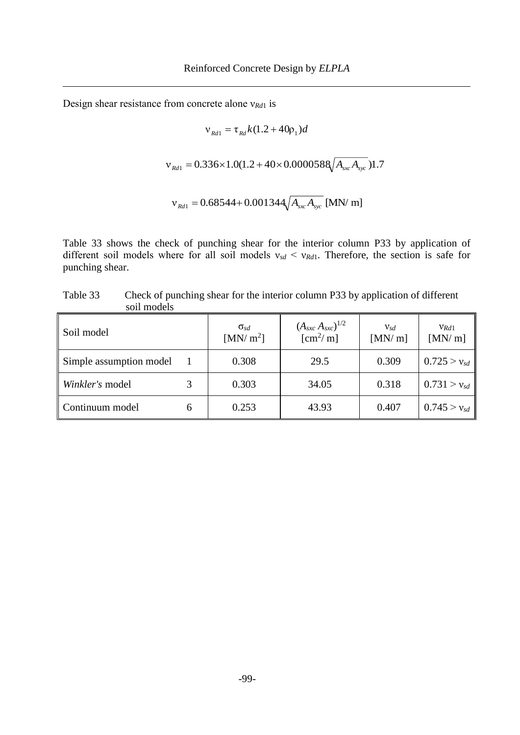Design shear resistance from concrete alone $\nu_{Rd1}$ is

$$\nu_{Rd1} = \tau_{Rd} k (1.2 + 40\rho_1) d$$

$$\nu_{Rd1} = 0.336 \times 1.0 (1.2 + 40 \times 0.0000588 \sqrt{A_{sxc} A_{syc}}) 1.7$$

$$\nu_{Rd1} = 0.68544 + 0.001344 \sqrt{A_{sxc} A_{syc}} \text{ [MN/ m]}$$

Table 33 shows the check of punching shear for the interior column P33 by application of different soil models where for all soil models $\nu_{sd} < \nu_{Rd1}$. Therefore, the section is safe for punching shear.

Table 33 Check of punching shear for the interior column P33 by application of different soil models

| Soil model | | $\sigma_{sd}$ [MN/ m$^2$] | $(A_{sxc} A_{sxc})^{1/2}$ [cm$^2$/ m] | $\nu_{sd}$ [MN/ m] | $\nu_{Rd1}$ [MN/ m] |
|---|---|---|---|---|---|
| Simple assumption model | 1 | 0.308 | 29.5 | 0.309 | $0.725 > \nu_{sd}$ |
| *Winkler's* model | 3 | 0.303 | 34.05 | 0.318 | $0.731 > \nu_{sd}$ |
| Continuum model | 6 | 0.253 | 43.93 | 0.407 | $0.745 > \nu_{sd}$ |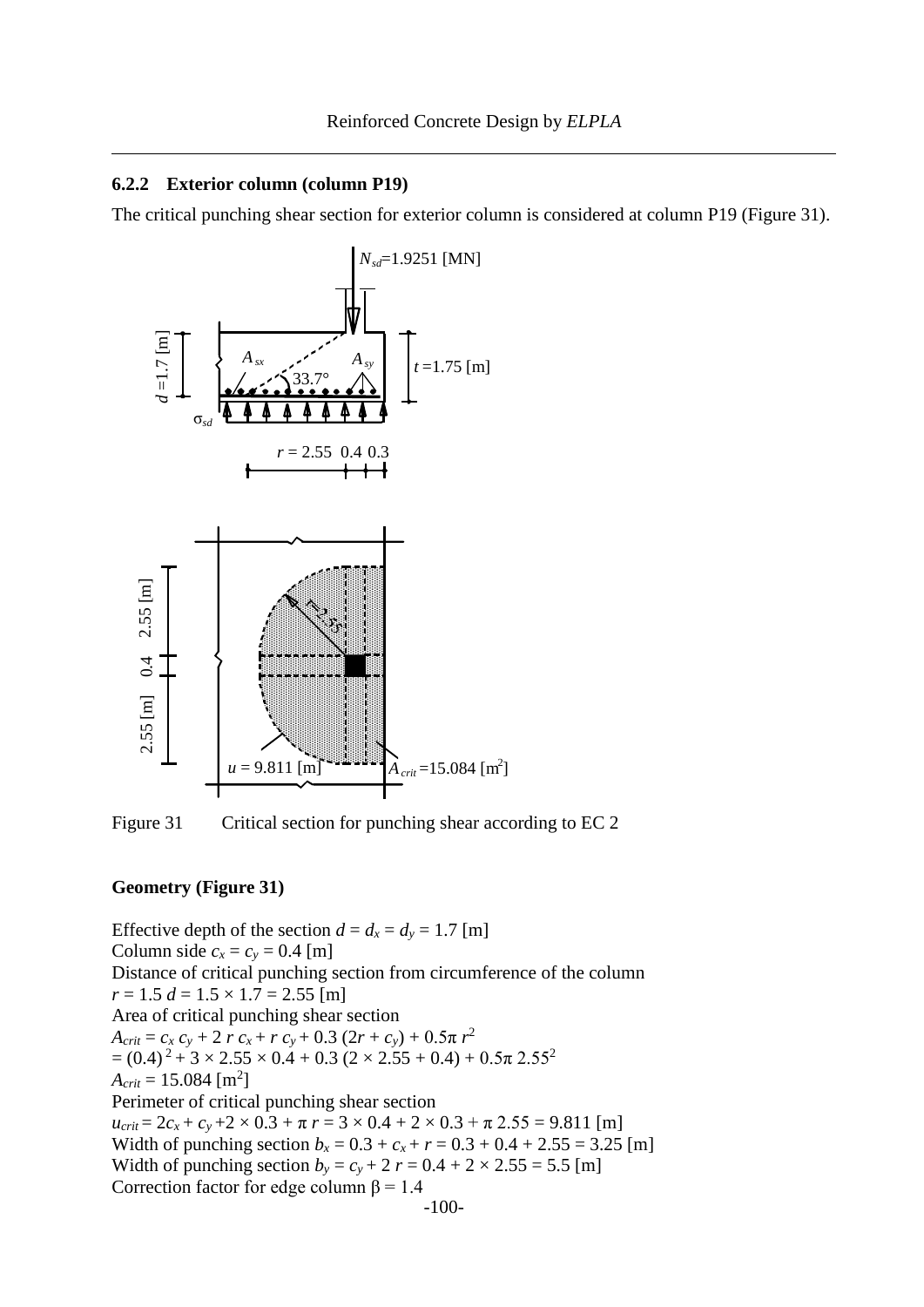### 6.2.2 Exterior column (column P19)

The critical punching shear section for exterior column is considered at column P19 (Figure 31).

Figure 31 Critical section for punching shear according to EC 2

**Geometry (Figure 31)**

Effective depth of the section $d = d_x = d_y = 1.7$ [m]
Column side $c_x = c_y = 0.4$ [m]
Distance of critical punching section from circumference of the column
$r = 1.5\ d = 1.5 \times 1.7 = 2.55$ [m]
Area of critical punching shear section
$A_{crit} = c_x\ c_y + 2\ r\ c_x + r\ c_y + 0.3\ (2r + c_y) + 0.5\pi\ r^2$
$= (0.4)^2 + 3 \times 2.55 \times 0.4 + 0.3\ (2 \times 2.55 + 0.4) + 0.5\pi\ 2.55^2$
$A_{crit} = 15.084$ [m$^2$]
Perimeter of critical punching shear section
$u_{crit} = 2c_x + c_y + 2 \times 0.3 + \pi\ r = 3 \times 0.4 + 2 \times 0.3 + \pi\ 2.55 = 9.811$ [m]
Width of punching section $b_x = 0.3 + c_x + r = 0.3 + 0.4 + 2.55 = 3.25$ [m]
Width of punching section $b_y = c_y + 2\ r = 0.4 + 2 \times 2.55 = 5.5$ [m]
Correction factor for edge column $\beta = 1.4$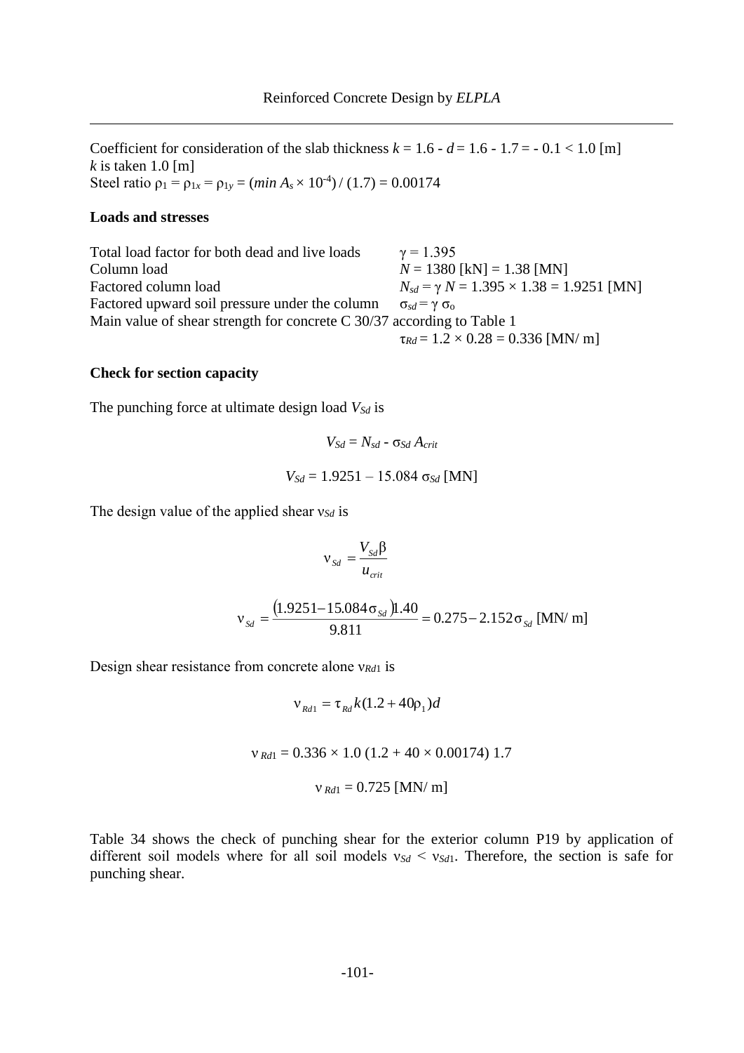Coefficient for consideration of the slab thickness $k = 1.6 - d = 1.6 - 1.7 = -0.1 < 1.0$ [m]
$k$ is taken 1.0 [m]
Steel ratio $\rho_1 = \rho_{1x} = \rho_{1y} = (min\ A_s \times 10^{-4}) / (1.7) = 0.00174$

**Loads and stresses**

Total load factor for both dead and live loads $\gamma = 1.395$
Column load $N = 1380$ [kN] $= 1.38$ [MN]
Factored column load $N_{sd} = \gamma\ N = 1.395 \times 1.38 = 1.9251$ [MN]
Factored upward soil pressure under the column $\sigma_{sd} = \gamma\ \sigma_o$
Main value of shear strength for concrete C 30/37 according to Table 1
$\tau_{Rd} = 1.2 \times 0.28 = 0.336$ [MN/ m]

**Check for section capacity**

The punching force at ultimate design load $V_{Sd}$ is

$$V_{Sd} = N_{sd} - \sigma_{Sd}\ A_{crit}$$

$$V_{Sd} = 1.9251 - 15.084\ \sigma_{Sd} \text{ [MN]}$$

The design value of the applied shear $\nu_{Sd}$ is

$$\nu_{Sd} = \frac{V_{Sd}\beta}{u_{crit}}$$

$$\nu_{Sd} = \frac{(1.9251 - 15.084\sigma_{Sd})1.40}{9.811} = 0.275 - 2.152\sigma_{Sd} \text{ [MN/ m]}$$

Design shear resistance from concrete alone $\nu_{Rd1}$ is

$$\nu_{Rd1} = \tau_{Rd}\,k(1.2 + 40\rho_1)d$$

$$\nu_{Rd1} = 0.336 \times 1.0\ (1.2 + 40 \times 0.00174)\ 1.7$$

$$\nu_{Rd1} = 0.725 \text{ [MN/ m]}$$

Table 34 shows the check of punching shear for the exterior column P19 by application of different soil models where for all soil models $\nu_{Sd} < \nu_{Sd1}$. Therefore, the section is safe for punching shear.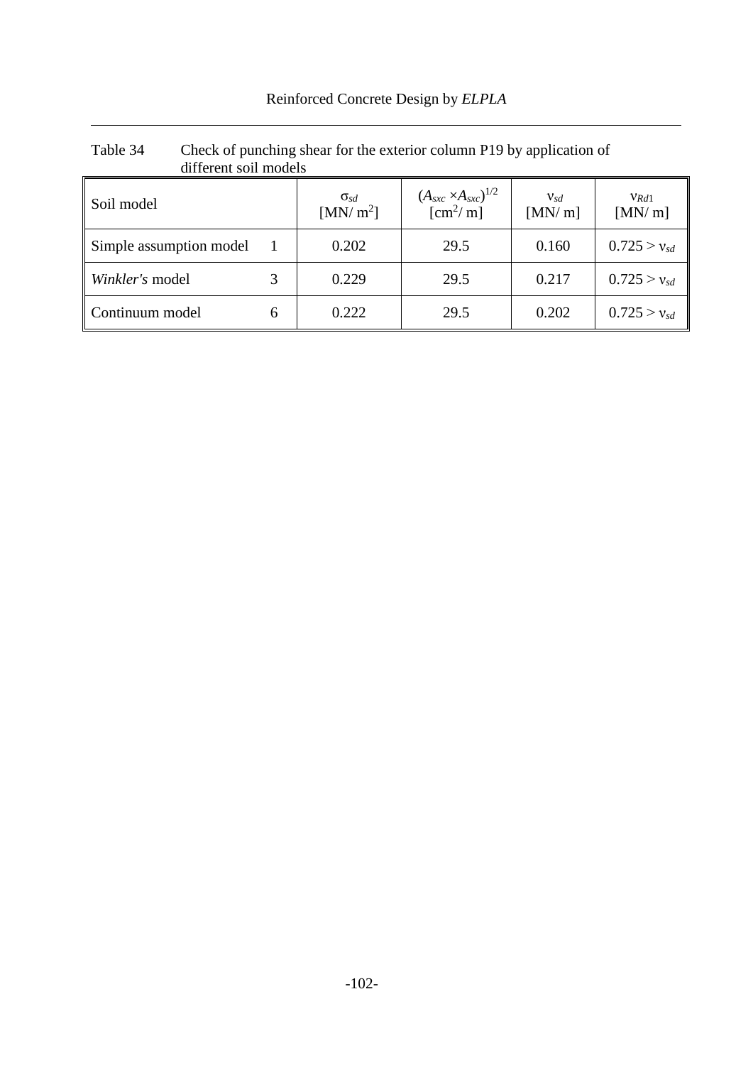Table 34 Check of punching shear for the exterior column P19 by application of different soil models

| Soil model | | $\sigma_{sd}$ [MN/ m$^2$] | $(A_{sxc} \times A_{sxc})^{1/2}$ [cm$^2$/ m] | $v_{sd}$ [MN/ m] | $v_{Rd1}$ [MN/ m] |
|---|---|---|---|---|---|
| Simple assumption model | 1 | 0.202 | 29.5 | 0.160 | $0.725 > v_{sd}$ |
| *Winkler's* model | 3 | 0.229 | 29.5 | 0.217 | $0.725 > v_{sd}$ |
| Continuum model | 6 | 0.222 | 29.5 | 0.202 | $0.725 > v_{sd}$ |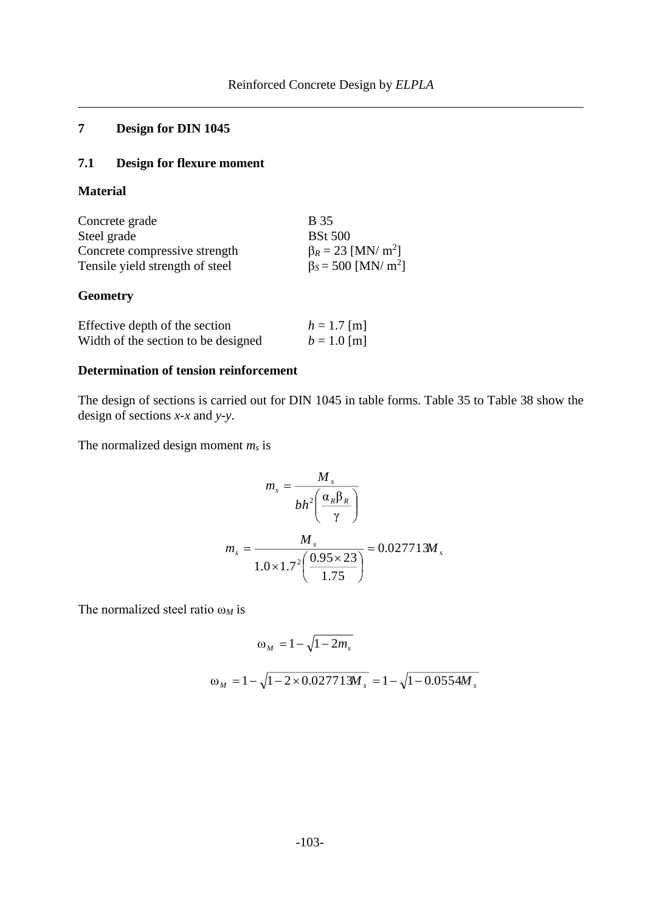# 7 Design for DIN 1045

## 7.1 Design for flexure moment

**Material**

| | |
|---|---|
| Concrete grade | B 35 |
| Steel grade | BSt 500 |
| Concrete compressive strength | $\beta_R = 23$ [MN/ m$^2$] |
| Tensile yield strength of steel | $\beta_S = 500$ [MN/ m$^2$] |

**Geometry**

| | |
|---|---|
| Effective depth of the section | $h = 1.7$ [m] |
| Width of the section to be designed | $b = 1.0$ [m] |

**Determination of tension reinforcement**

The design of sections is carried out for DIN 1045 in table forms. Table 35 to Table 38 show the design of sections *x-x* and *y-y*.

The normalized design moment $m_s$ is

$$m_s = \frac{M_s}{bh^2\left(\frac{\alpha_R \beta_R}{\gamma}\right)}$$

$$m_s = \frac{M_s}{1.0 \times 1.7^2\left(\frac{0.95 \times 23}{1.75}\right)} = 0.027713 M_s$$

The normalized steel ratio $\omega_M$ is

$$\omega_M = 1 - \sqrt{1 - 2m_s}$$

$$\omega_M = 1 - \sqrt{1 - 2 \times 0.027713 M_s} = 1 - \sqrt{1 - 0.0554 M_s}$$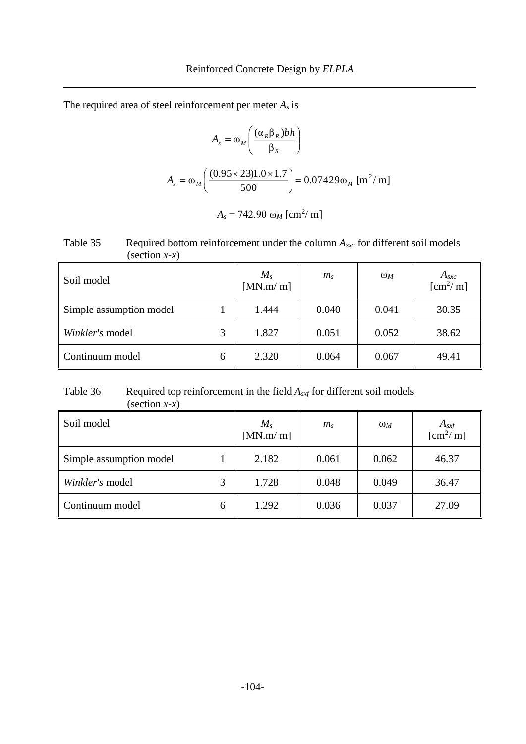The required area of steel reinforcement per meter $A_s$ is

$$A_s = \omega_M \left( \frac{(\alpha_R \beta_R) bh}{\beta_S} \right)$$

$$A_s = \omega_M \left( \frac{(0.95 \times 23) 1.0 \times 1.7}{500} \right) = 0.07429 \omega_M \ [\mathrm{m}^2/\mathrm{m}]$$

$$A_s = 742.90 \ \omega_M \ [\mathrm{cm}^2/\mathrm{m}]$$

Table 35 Required bottom reinforcement under the column $A_{sxc}$ for different soil models (section *x*-*x*)

| Soil model | | $M_s$ [MN.m/ m] | $m_s$ | $\omega_M$ | $A_{sxc}$ [cm²/ m] |
|---|---|---|---|---|---|
| Simple assumption model | 1 | 1.444 | 0.040 | 0.041 | 30.35 |
| *Winkler's* model | 3 | 1.827 | 0.051 | 0.052 | 38.62 |
| Continuum model | 6 | 2.320 | 0.064 | 0.067 | 49.41 |

Table 36 Required top reinforcement in the field $A_{sxf}$ for different soil models (section *x*-*x*)

| Soil model | | $M_s$ [MN.m/ m] | $m_s$ | $\omega_M$ | $A_{sxf}$ [cm²/ m] |
|---|---|---|---|---|---|
| Simple assumption model | 1 | 2.182 | 0.061 | 0.062 | 46.37 |
| *Winkler's* model | 3 | 1.728 | 0.048 | 0.049 | 36.47 |
| Continuum model | 6 | 1.292 | 0.036 | 0.037 | 27.09 |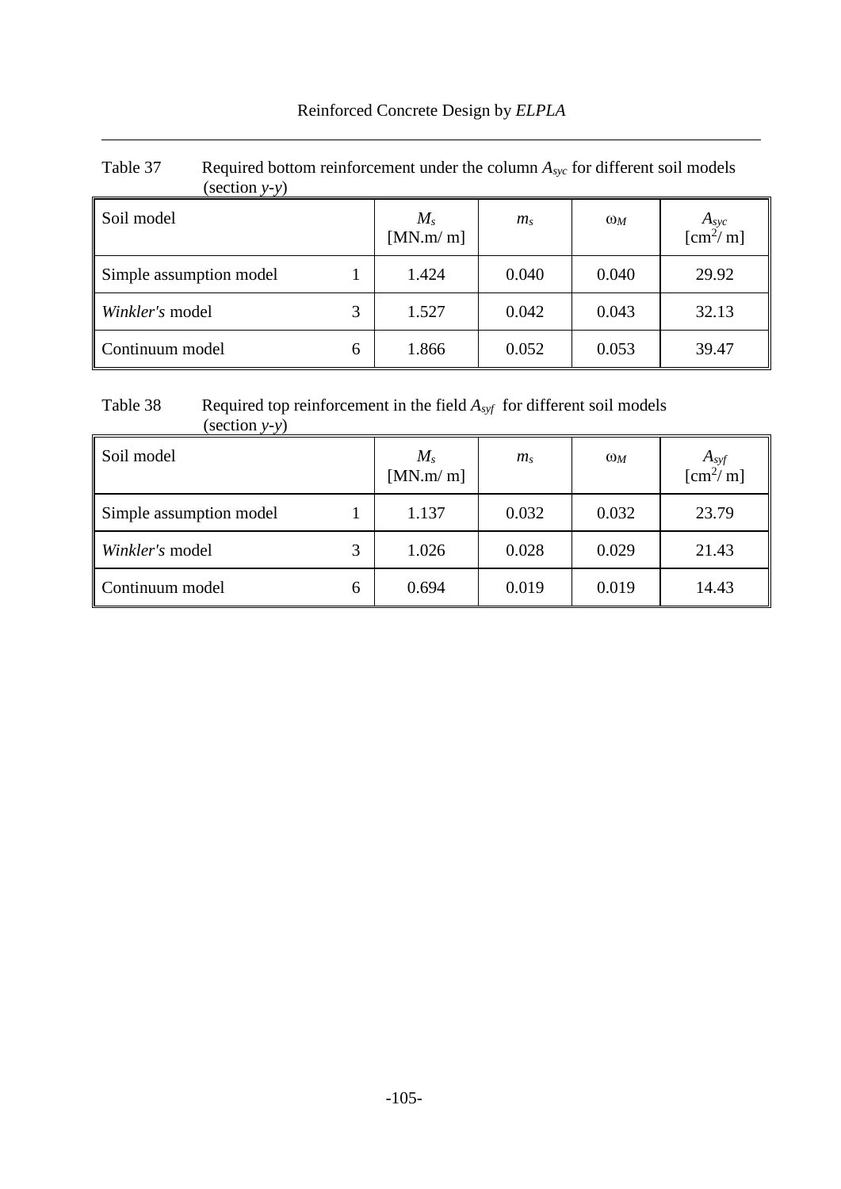Table 37 Required bottom reinforcement under the column $A_{syc}$ for different soil models (section *y-y*)

| Soil model | | $M_s$ [MN.m/ m] | $m_s$ | $\omega_M$ | $A_{syc}$ [cm$^2$/ m] |
|---|---|---|---|---|---|
| Simple assumption model | 1 | 1.424 | 0.040 | 0.040 | 29.92 |
| *Winkler's* model | 3 | 1.527 | 0.042 | 0.043 | 32.13 |
| Continuum model | 6 | 1.866 | 0.052 | 0.053 | 39.47 |

Table 38 Required top reinforcement in the field $A_{syf}$ for different soil models (section *y-y*)

| Soil model | | $M_s$ [MN.m/ m] | $m_s$ | $\omega_M$ | $A_{syf}$ [cm$^2$/ m] |
|---|---|---|---|---|---|
| Simple assumption model | 1 | 1.137 | 0.032 | 0.032 | 23.79 |
| *Winkler's* model | 3 | 1.026 | 0.028 | 0.029 | 21.43 |
| Continuum model | 6 | 0.694 | 0.019 | 0.019 | 14.43 |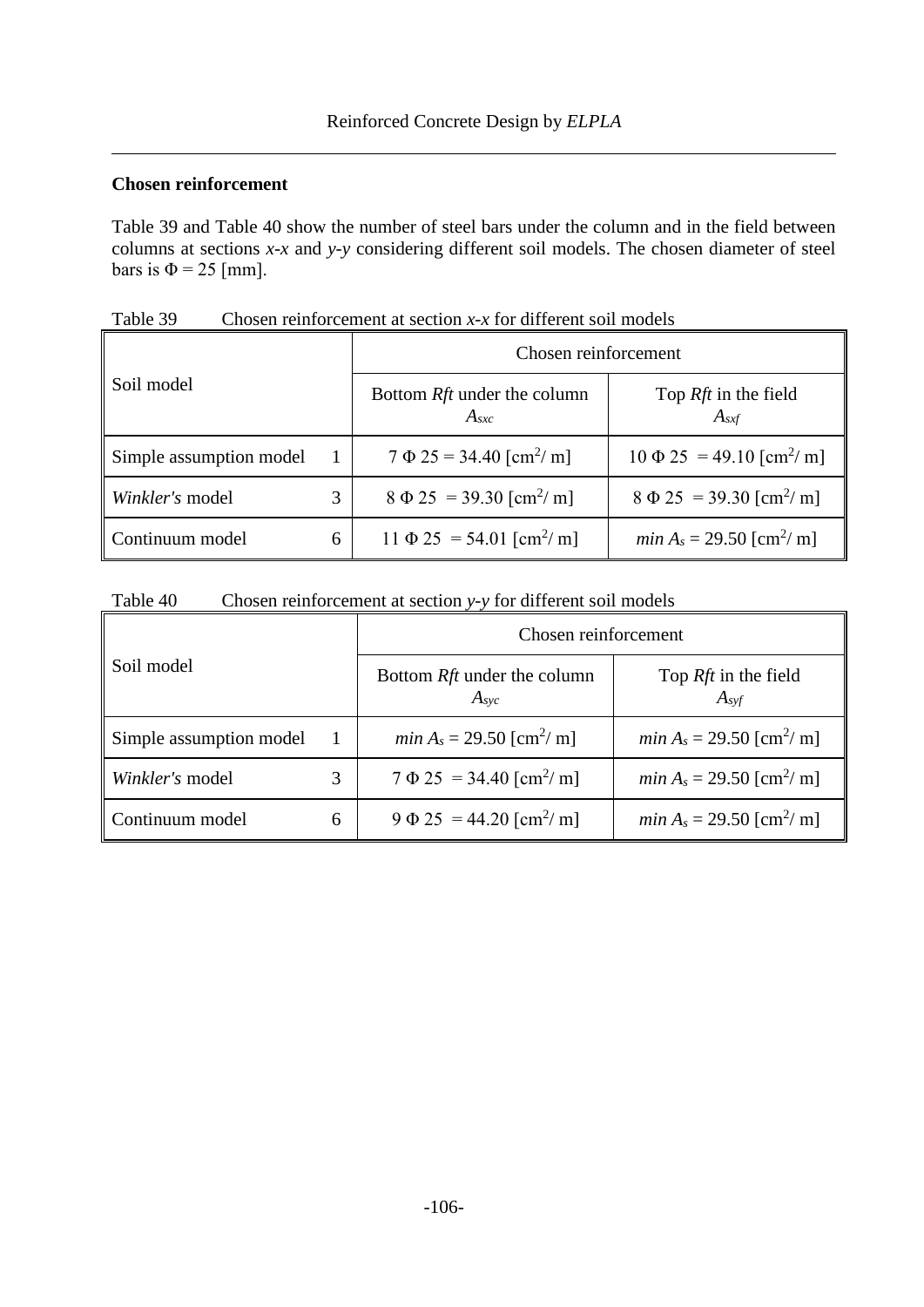**Chosen reinforcement**

Table 39 and Table 40 show the number of steel bars under the column and in the field between columns at sections *x-x* and *y-y* considering different soil models. The chosen diameter of steel bars is $\Phi = 25$ [mm].

Table 39 Chosen reinforcement at section *x-x* for different soil models

| Soil model | | Chosen reinforcement | |
|---|---|---|---|
| | | Bottom *Rft* under the column $A_{sxc}$ | Top *Rft* in the field $A_{sxf}$ |
| Simple assumption model | 1 | $7\ \Phi\ 25 = 34.40$ [cm$^2$/ m] | $10\ \Phi\ 25 = 49.10$ [cm$^2$/ m] |
| *Winkler's* model | 3 | $8\ \Phi\ 25 = 39.30$ [cm$^2$/ m] | $8\ \Phi\ 25 = 39.30$ [cm$^2$/ m] |
| Continuum model | 6 | $11\ \Phi\ 25 = 54.01$ [cm$^2$/ m] | $min\ A_s = 29.50$ [cm$^2$/ m] |

Table 40 Chosen reinforcement at section *y-y* for different soil models

| Soil model | | Chosen reinforcement | |
|---|---|---|---|
| | | Bottom *Rft* under the column $A_{syc}$ | Top *Rft* in the field $A_{syf}$ |
| Simple assumption model | 1 | $min\ A_s = 29.50$ [cm$^2$/ m] | $min\ A_s = 29.50$ [cm$^2$/ m] |
| *Winkler's* model | 3 | $7\ \Phi\ 25 = 34.40$ [cm$^2$/ m] | $min\ A_s = 29.50$ [cm$^2$/ m] |
| Continuum model | 6 | $9\ \Phi\ 25 = 44.20$ [cm$^2$/ m] | $min\ A_s = 29.50$ [cm$^2$/ m] |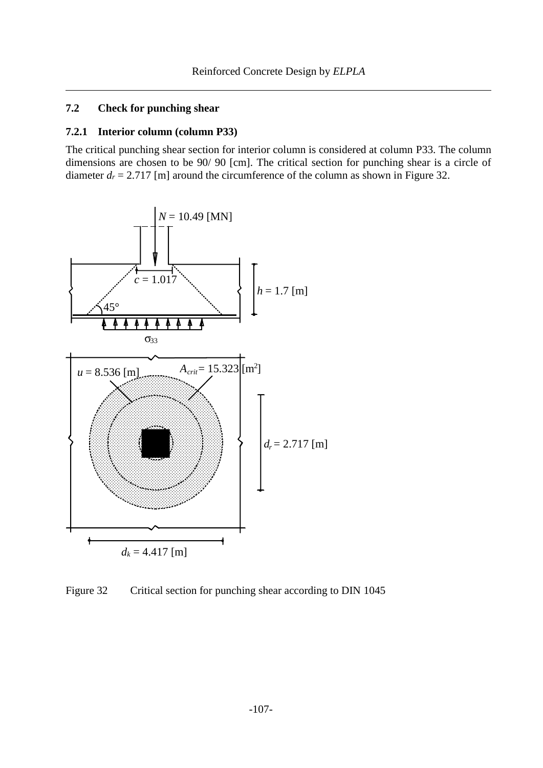## 7.2 Check for punching shear

### 7.2.1 Interior column (column P33)

The critical punching shear section for interior column is considered at column P33. The column dimensions are chosen to be 90/ 90 [cm]. The critical section for punching shear is a circle of diameter $d_r$ = 2.717 [m] around the circumference of the column as shown in Figure 32.

$N$ = 10.49 [MN]

$c$ = 1.017

$h$ = 1.7 [m]

45°

$\sigma_{33}$

$u$ = 8.536 [m]

$A_{crit}$ = 15.323 [m$^2$]

$d_r$ = 2.717 [m]

$d_k$ = 4.417 [m]

Figure 32 Critical section for punching shear according to DIN 1045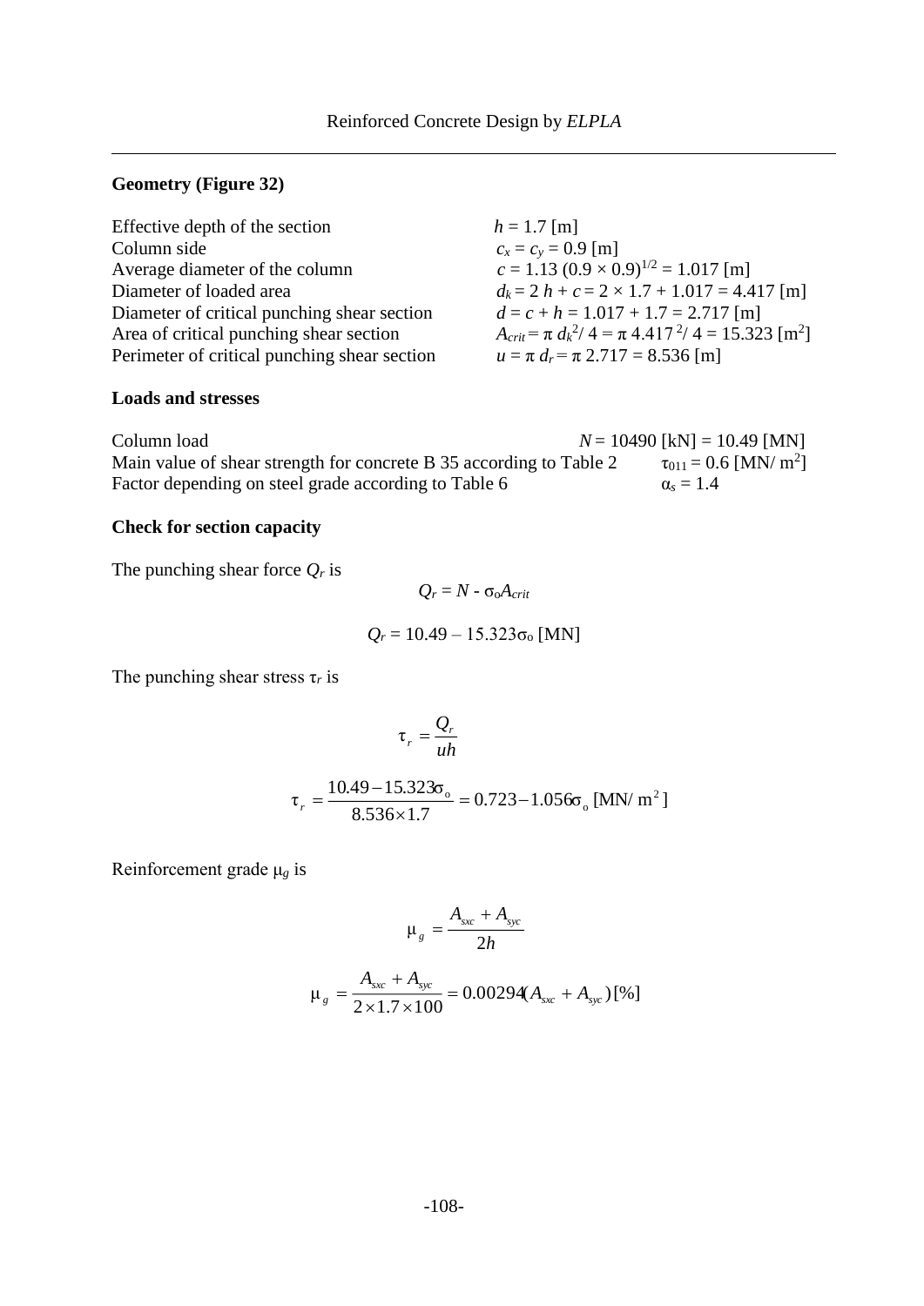**Geometry (Figure 32)**

| | |
|---|---|
| Effective depth of the section | $h = 1.7$ [m] |
| Column side | $c_x = c_y = 0.9$ [m] |
| Average diameter of the column | $c = 1.13\,(0.9 \times 0.9)^{1/2} = 1.017$ [m] |
| Diameter of loaded area | $d_k = 2\,h + c = 2 \times 1.7 + 1.017 = 4.417$ [m] |
| Diameter of critical punching shear section | $d = c + h = 1.017 + 1.7 = 2.717$ [m] |
| Area of critical punching shear section | $A_{crit} = \pi\, d_k^2/\,4 = \pi\, 4.417^2/\,4 = 15.323$ [m$^2$] |
| Perimeter of critical punching shear section | $u = \pi\, d_r = \pi\, 2.717 = 8.536$ [m] |

**Loads and stresses**

| | |
|---|---|
| Column load | $N = 10490$ [kN] = 10.49 [MN] |
| Main value of shear strength for concrete B 35 according to Table 2 | $\tau_{011} = 0.6$ [MN/ m$^2$] |
| Factor depending on steel grade according to Table 6 | $\alpha_s = 1.4$ |

**Check for section capacity**

The punching shear force $Q_r$ is

$$Q_r = N - \sigma_o A_{crit}$$

$$Q_r = 10.49 - 15.323\sigma_o \text{ [MN]}$$

The punching shear stress $\tau_r$ is

$$\tau_r = \frac{Q_r}{uh}$$

$$\tau_r = \frac{10.49 - 15.323\sigma_o}{8.536 \times 1.7} = 0.723 - 1.056\sigma_o \text{ [MN/ m}^2\text{]}$$

Reinforcement grade $\mu_g$ is

$$\mu_g = \frac{A_{sxc} + A_{syc}}{2h}$$

$$\mu_g = \frac{A_{sxc} + A_{syc}}{2 \times 1.7 \times 100} = 0.00294(A_{sxc} + A_{syc}) \text{ [\%]}$$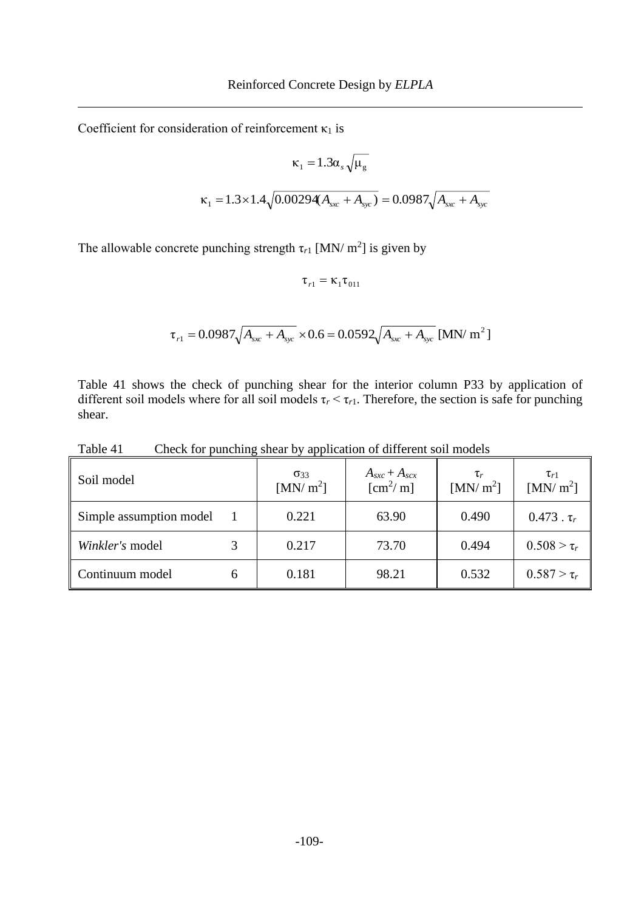Coefficient for consideration of reinforcement $\kappa_1$ is

$$\kappa_1 = 1.3\alpha_s\sqrt{\mu_g}$$

$$\kappa_1 = 1.3 \times 1.4\sqrt{0.00294(A_{sxc} + A_{syc})} = 0.0987\sqrt{A_{sxc} + A_{syc}}$$

The allowable concrete punching strength $\tau_{r1}$ [MN/ m$^2$] is given by

$$\tau_{r1} = \kappa_1 \tau_{011}$$

$$\tau_{r1} = 0.0987\sqrt{A_{sxc} + A_{syc}} \times 0.6 = 0.0592\sqrt{A_{sxc} + A_{syc}} \text{ [MN/ m}^2\text{]}$$

Table 41 shows the check of punching shear for the interior column P33 by application of different soil models where for all soil models $\tau_r < \tau_{r1}$. Therefore, the section is safe for punching shear.

Table 41 Check for punching shear by application of different soil models

| Soil model | | $\sigma_{33}$ [MN/ m$^2$] | $A_{sxc} + A_{scx}$ [cm$^2$/ m] | $\tau_r$ [MN/ m$^2$] | $\tau_{r1}$ [MN/ m$^2$] |
|---|---|---|---|---|---|
| Simple assumption model | 1 | 0.221 | 63.90 | 0.490 | $0.473 . \tau_r$ |
| *Winkler's* model | 3 | 0.217 | 73.70 | 0.494 | $0.508 > \tau_r$ |
| Continuum model | 6 | 0.181 | 98.21 | 0.532 | $0.587 > \tau_r$ |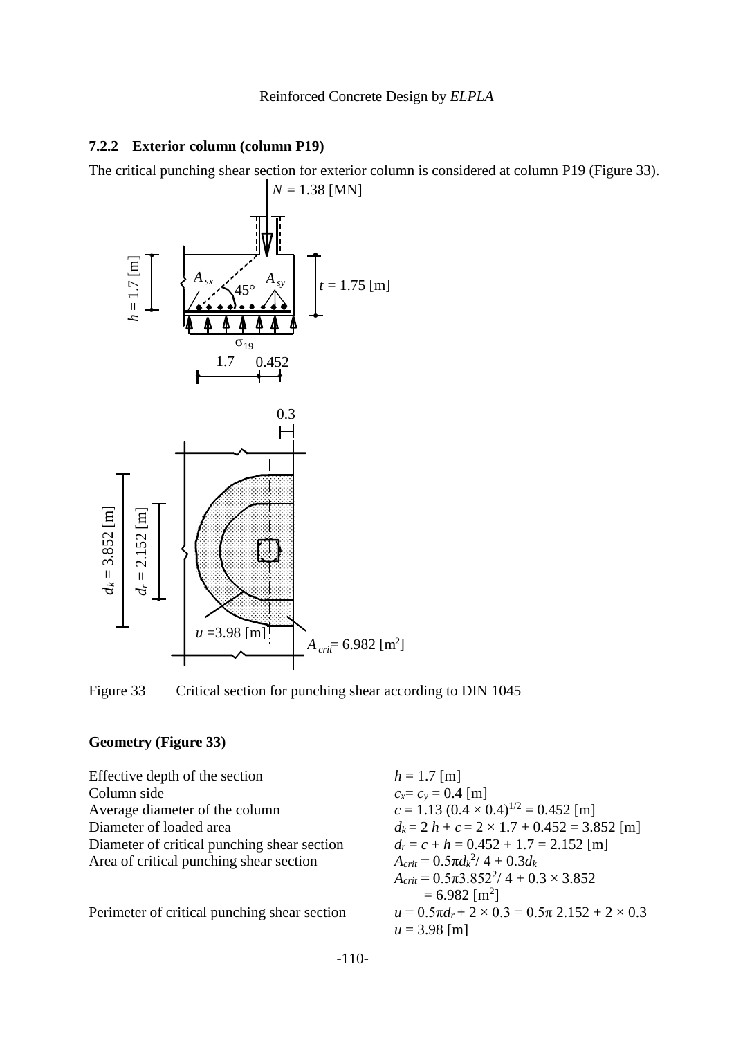### 7.2.2 Exterior column (column P19)

The critical punching shear section for exterior column is considered at column P19 (Figure 33).

Figure 33 Critical section for punching shear according to DIN 1045

**Geometry (Figure 33)**

Effective depth of the section $h = 1.7$ [m]

Column side $c_x = c_y = 0.4$ [m]

Average diameter of the column $c = 1.13\,(0.4 \times 0.4)^{1/2} = 0.452$ [m]

Diameter of loaded area $d_k = 2\,h + c = 2 \times 1.7 + 0.452 = 3.852$ [m]

Diameter of critical punching shear section $d_r = c + h = 0.452 + 1.7 = 2.152$ [m]

Area of critical punching shear section $A_{crit} = 0.5\pi d_k^2/\,4 + 0.3 d_k$

$A_{crit} = 0.5\pi 3.852^2/\,4 + 0.3 \times 3.852$

$= 6.982$ [m$^2$]

Perimeter of critical punching shear section $u = 0.5\pi d_r + 2 \times 0.3 = 0.5\pi\,2.152 + 2 \times 0.3$

$u = 3.98$ [m]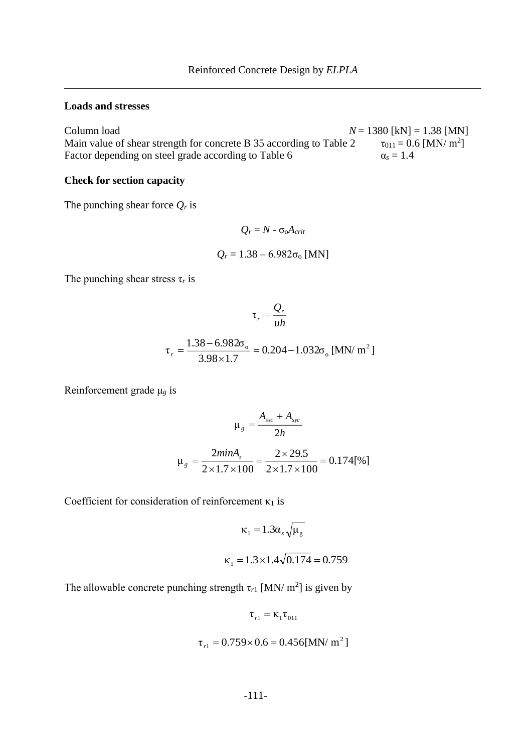**Loads and stresses**

Column load $N = 1380$ [kN] $= 1.38$ [MN]

Main value of shear strength for concrete B 35 according to Table 2 $\tau_{011} = 0.6$ [MN/ m$^2$]

Factor depending on steel grade according to Table 6 $\alpha_s = 1.4$

**Check for section capacity**

The punching shear force $Q_r$ is

$$Q_r = N - \sigma_o A_{crit}$$

$$Q_r = 1.38 - 6.982\sigma_o \text{ [MN]}$$

The punching shear stress $\tau_r$ is

$$\tau_r = \frac{Q_r}{uh}$$

$$\tau_r = \frac{1.38 - 6.982\sigma_o}{3.98 \times 1.7} = 0.204 - 1.032\sigma_o \text{ [MN/ m}^2\text{]}$$

Reinforcement grade $\mu_g$ is

$$\mu_g = \frac{A_{sxc} + A_{syc}}{2h}$$

$$\mu_g = \frac{2minA_s}{2 \times 1.7 \times 100} = \frac{2 \times 29.5}{2 \times 1.7 \times 100} = 0.174[\%]$$

Coefficient for consideration of reinforcement $\kappa_1$ is

$$\kappa_1 = 1.3\alpha_s\sqrt{\mu_g}$$

$$\kappa_1 = 1.3 \times 1.4\sqrt{0.174} = 0.759$$

The allowable concrete punching strength $\tau_{r1}$ [MN/ m$^2$] is given by

$$\tau_{r1} = \kappa_1 \tau_{011}$$

$$\tau_{r1} = 0.759 \times 0.6 = 0.456 \text{[MN/ m}^2\text{]}$$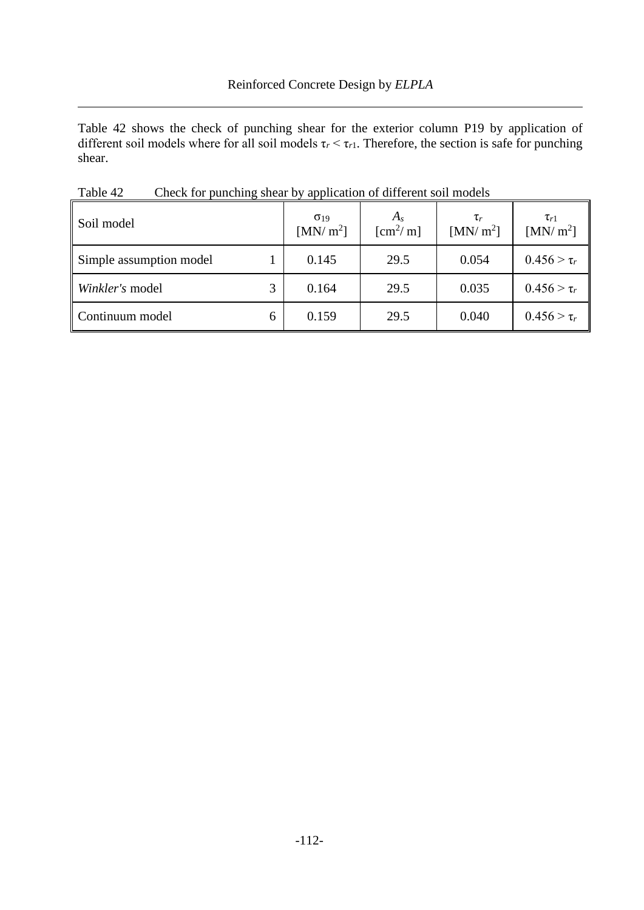Table 42 shows the check of punching shear for the exterior column P19 by application of different soil models where for all soil models $\tau_r < \tau_{r1}$. Therefore, the section is safe for punching shear.

Table 42 Check for punching shear by application of different soil models

| Soil model | | $\sigma_{19}$ [MN/ m$^2$] | $A_s$ [cm$^2$/ m] | $\tau_r$ [MN/ m$^2$] | $\tau_{r1}$ [MN/ m$^2$] |
|---|---|---|---|---|---|
| Simple assumption model | 1 | 0.145 | 29.5 | 0.054 | $0.456 > \tau_r$ |
| *Winkler's* model | 3 | 0.164 | 29.5 | 0.035 | $0.456 > \tau_r$ |
| Continuum model | 6 | 0.159 | 29.5 | 0.040 | $0.456 > \tau_r$ |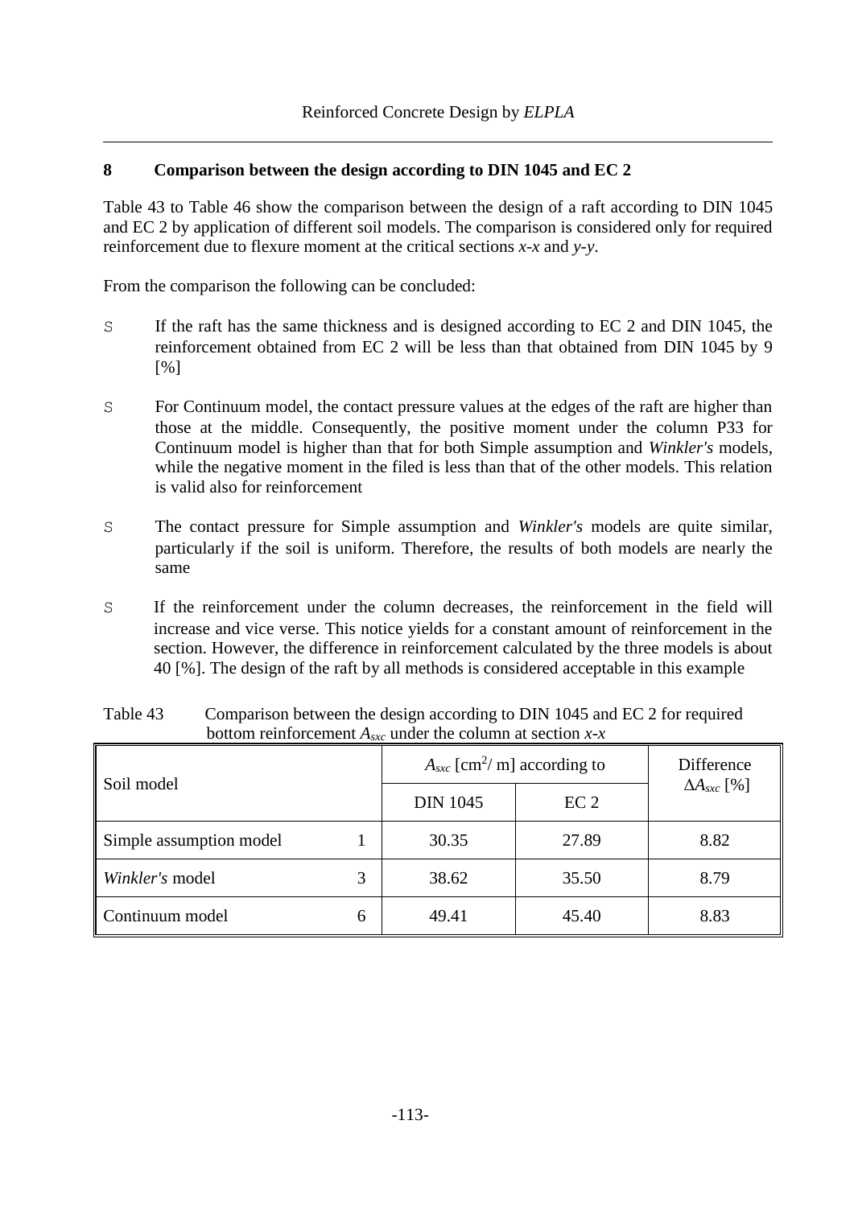## 8 Comparison between the design according to DIN 1045 and EC 2

Table 43 to Table 46 show the comparison between the design of a raft according to DIN 1045 and EC 2 by application of different soil models. The comparison is considered only for required reinforcement due to flexure moment at the critical sections *x-x* and *y-y*.

From the comparison the following can be concluded:

- If the raft has the same thickness and is designed according to EC 2 and DIN 1045, the reinforcement obtained from EC 2 will be less than that obtained from DIN 1045 by 9 [%]
- For Continuum model, the contact pressure values at the edges of the raft are higher than those at the middle. Consequently, the positive moment under the column P33 for Continuum model is higher than that for both Simple assumption and *Winkler's* models, while the negative moment in the filed is less than that of the other models. This relation is valid also for reinforcement
- The contact pressure for Simple assumption and *Winkler's* models are quite similar, particularly if the soil is uniform. Therefore, the results of both models are nearly the same
- If the reinforcement under the column decreases, the reinforcement in the field will increase and vice verse. This notice yields for a constant amount of reinforcement in the section. However, the difference in reinforcement calculated by the three models is about 40 [%]. The design of the raft by all methods is considered acceptable in this example

Table 43 Comparison between the design according to DIN 1045 and EC 2 for required bottom reinforcement $A_{sxc}$ under the column at section *x-x*

| Soil model | | $A_{sxc}$ [cm$^2$/ m] according to | | Difference $\Delta A_{sxc}$ [%] |
|---|---|---|---|---|
| | | DIN 1045 | EC 2 | |
| Simple assumption model | 1 | 30.35 | 27.89 | 8.82 |
| *Winkler's* model | 3 | 38.62 | 35.50 | 8.79 |
| Continuum model | 6 | 49.41 | 45.40 | 8.83 |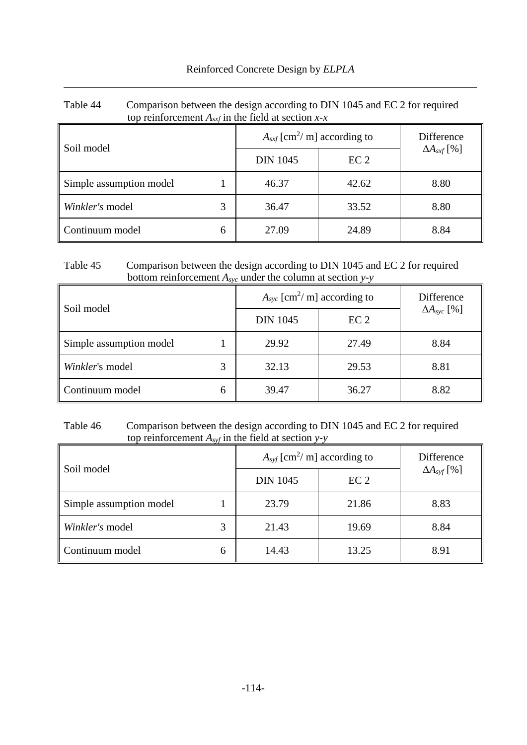Table 44 Comparison between the design according to DIN 1045 and EC 2 for required top reinforcement $A_{sxf}$ in the field at section *x-x*

| Soil model | | $A_{sxf}$ [cm$^2$/ m] according to | | Difference $\Delta A_{sxf}$ [%] |
|---|---|---|---|---|
| | | DIN 1045 | EC 2 | |
| Simple assumption model | 1 | 46.37 | 42.62 | 8.80 |
| *Winkler's* model | 3 | 36.47 | 33.52 | 8.80 |
| Continuum model | 6 | 27.09 | 24.89 | 8.84 |

Table 45 Comparison between the design according to DIN 1045 and EC 2 for required bottom reinforcement $A_{syc}$ under the column at section *y-y*

| Soil model | | $A_{syc}$ [cm$^2$/ m] according to | | Difference $\Delta A_{syc}$ [%] |
|---|---|---|---|---|
| | | DIN 1045 | EC 2 | |
| Simple assumption model | 1 | 29.92 | 27.49 | 8.84 |
| *Winkler*'s model | 3 | 32.13 | 29.53 | 8.81 |
| Continuum model | 6 | 39.47 | 36.27 | 8.82 |

Table 46 Comparison between the design according to DIN 1045 and EC 2 for required top reinforcement $A_{syf}$ in the field at section *y-y*

| Soil model | | $A_{syf}$ [cm$^2$/ m] according to | | Difference $\Delta A_{syf}$ [%] |
|---|---|---|---|---|
| | | DIN 1045 | EC 2 | |
| Simple assumption model | 1 | 23.79 | 21.86 | 8.83 |
| *Winkler's* model | 3 | 21.43 | 19.69 | 8.84 |
| Continuum model | 6 | 14.43 | 13.25 | 8.91 |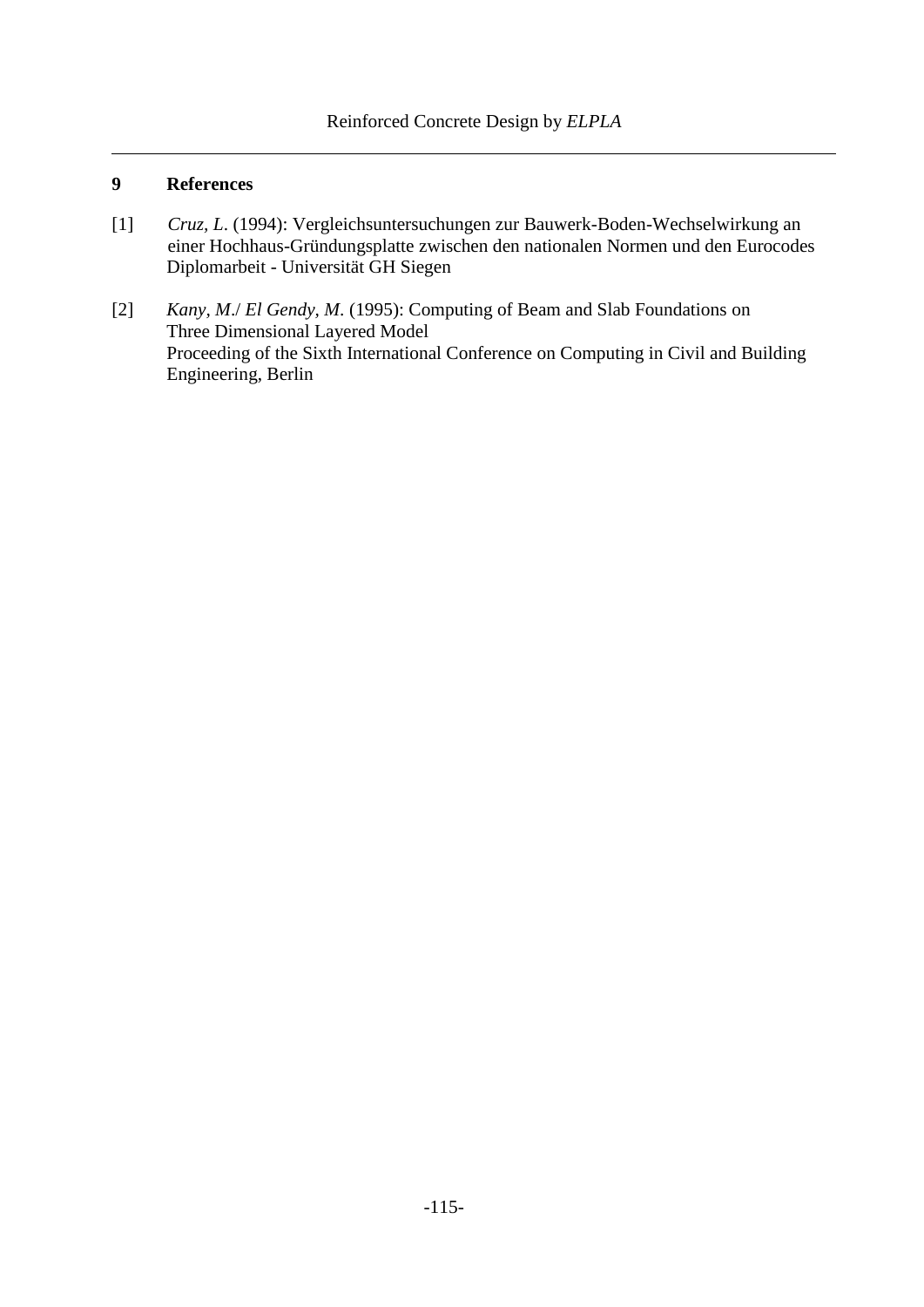# 9 References

[1] *Cruz, L*. (1994): Vergleichsuntersuchungen zur Bauwerk-Boden-Wechselwirkung an einer Hochhaus-Gründungsplatte zwischen den nationalen Normen und den Eurocodes Diplomarbeit - Universität GH Siegen

[2] *Kany, M*./ *El Gendy, M*. (1995): Computing of Beam and Slab Foundations on Three Dimensional Layered Model Proceeding of the Sixth International Conference on Computing in Civil and Building Engineering, Berlin